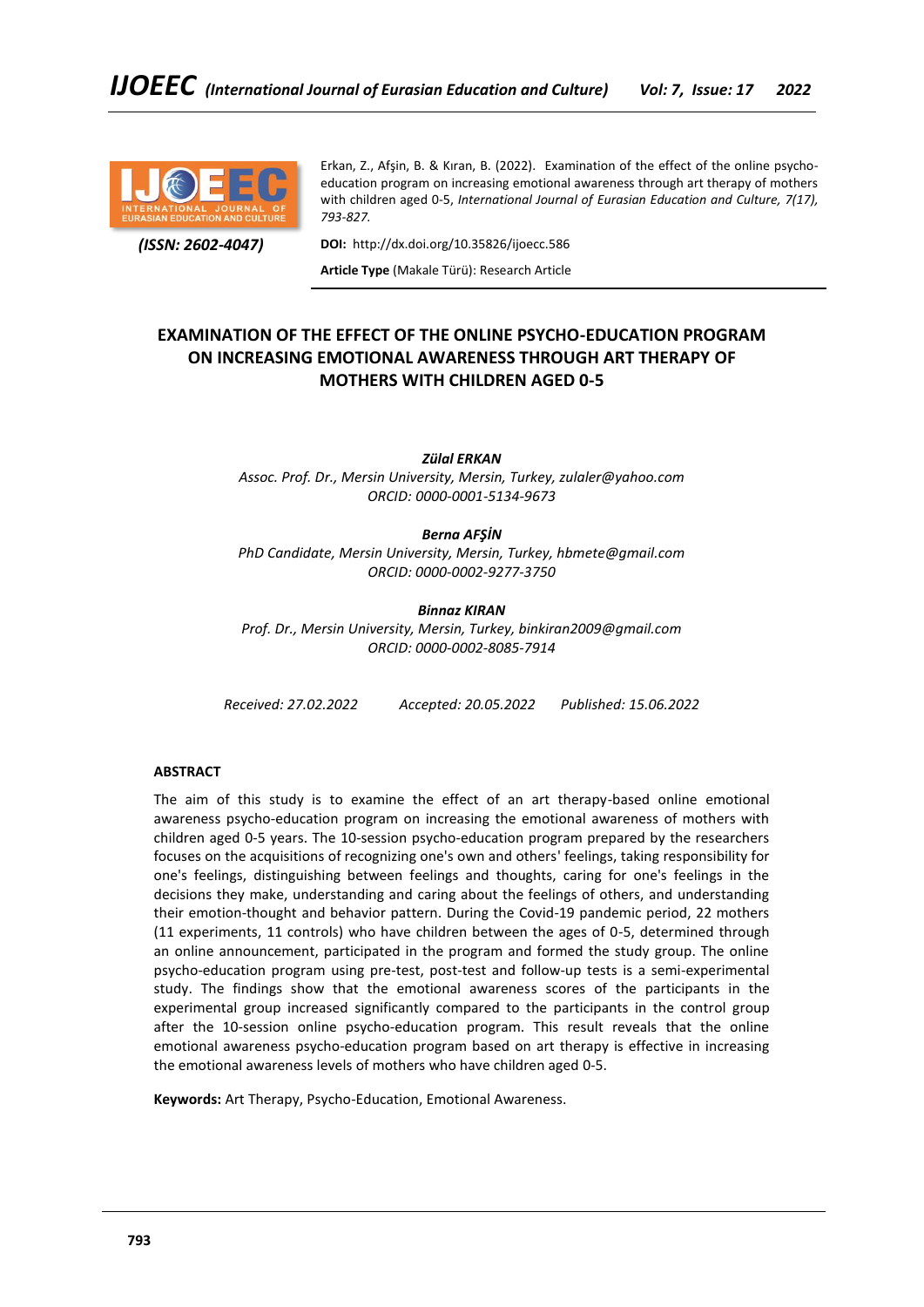Erkan, Z., Afşin, B. & Kıran, B. (2022). Examination of the effect of the online psycho-education program on increasing emotional awareness through art therapy of mothers with children aged 0-5, *International Journal of Eurasian Education and Culture, 7(17), 793-827.*

*(ISSN: 2602-4047)*

**DOI:** http://dx.doi.org/10.35826/ijoecc.586

**Article Type** (Makale Türü): Research Article

# EXAMINATION OF THE EFFECT OF THE ONLINE PSYCHO-EDUCATION PROGRAM ON INCREASING EMOTIONAL AWARENESS THROUGH ART THERAPY OF MOTHERS WITH CHILDREN AGED 0-5

***Zülal ERKAN***
*Assoc. Prof. Dr., Mersin University, Mersin, Turkey, zulaler@yahoo.com*
*ORCID: 0000-0001-5134-9673*

***Berna AFŞİN***
*PhD Candidate, Mersin University, Mersin, Turkey, hbmete@gmail.com*
*ORCID: 0000-0002-9277-3750*

***Binnaz KIRAN***
*Prof. Dr., Mersin University, Mersin, Turkey, binkiran2009@gmail.com*
*ORCID: 0000-0002-8085-7914*

*Received: 27.02.2022*  *Accepted: 20.05.2022*  *Published: 15.06.2022*

## ABSTRACT

The aim of this study is to examine the effect of an art therapy-based online emotional awareness psycho-education program on increasing the emotional awareness of mothers with children aged 0-5 years. The 10-session psycho-education program prepared by the researchers focuses on the acquisitions of recognizing one's own and others' feelings, taking responsibility for one's feelings, distinguishing between feelings and thoughts, caring for one's feelings in the decisions they make, understanding and caring about the feelings of others, and understanding their emotion-thought and behavior pattern. During the Covid-19 pandemic period, 22 mothers (11 experiments, 11 controls) who have children between the ages of 0-5, determined through an online announcement, participated in the program and formed the study group. The online psycho-education program using pre-test, post-test and follow-up tests is a semi-experimental study. The findings show that the emotional awareness scores of the participants in the experimental group increased significantly compared to the participants in the control group after the 10-session online psycho-education program. This result reveals that the online emotional awareness psycho-education program based on art therapy is effective in increasing the emotional awareness levels of mothers who have children aged 0-5.

**Keywords:** Art Therapy, Psycho-Education, Emotional Awareness.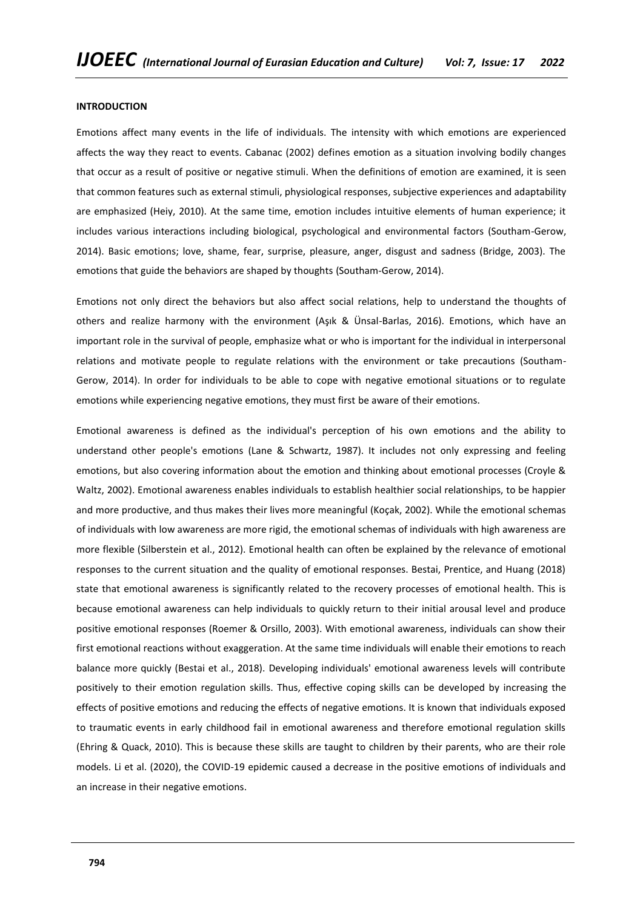**INTRODUCTION**

Emotions affect many events in the life of individuals. The intensity with which emotions are experienced affects the way they react to events. Cabanac (2002) defines emotion as a situation involving bodily changes that occur as a result of positive or negative stimuli. When the definitions of emotion are examined, it is seen that common features such as external stimuli, physiological responses, subjective experiences and adaptability are emphasized (Heiy, 2010). At the same time, emotion includes intuitive elements of human experience; it includes various interactions including biological, psychological and environmental factors (Southam-Gerow, 2014). Basic emotions; love, shame, fear, surprise, pleasure, anger, disgust and sadness (Bridge, 2003). The emotions that guide the behaviors are shaped by thoughts (Southam-Gerow, 2014).

Emotions not only direct the behaviors but also affect social relations, help to understand the thoughts of others and realize harmony with the environment (Aşık & Ünsal-Barlas, 2016). Emotions, which have an important role in the survival of people, emphasize what or who is important for the individual in interpersonal relations and motivate people to regulate relations with the environment or take precautions (Southam-Gerow, 2014). In order for individuals to be able to cope with negative emotional situations or to regulate emotions while experiencing negative emotions, they must first be aware of their emotions.

Emotional awareness is defined as the individual's perception of his own emotions and the ability to understand other people's emotions (Lane & Schwartz, 1987). It includes not only expressing and feeling emotions, but also covering information about the emotion and thinking about emotional processes (Croyle & Waltz, 2002). Emotional awareness enables individuals to establish healthier social relationships, to be happier and more productive, and thus makes their lives more meaningful (Koçak, 2002). While the emotional schemas of individuals with low awareness are more rigid, the emotional schemas of individuals with high awareness are more flexible (Silberstein et al., 2012). Emotional health can often be explained by the relevance of emotional responses to the current situation and the quality of emotional responses. Bestai, Prentice, and Huang (2018) state that emotional awareness is significantly related to the recovery processes of emotional health. This is because emotional awareness can help individuals to quickly return to their initial arousal level and produce positive emotional responses (Roemer & Orsillo, 2003). With emotional awareness, individuals can show their first emotional reactions without exaggeration. At the same time individuals will enable their emotions to reach balance more quickly (Bestai et al., 2018). Developing individuals' emotional awareness levels will contribute positively to their emotion regulation skills. Thus, effective coping skills can be developed by increasing the effects of positive emotions and reducing the effects of negative emotions. It is known that individuals exposed to traumatic events in early childhood fail in emotional awareness and therefore emotional regulation skills (Ehring & Quack, 2010). This is because these skills are taught to children by their parents, who are their role models. Li et al. (2020), the COVID-19 epidemic caused a decrease in the positive emotions of individuals and an increase in their negative emotions.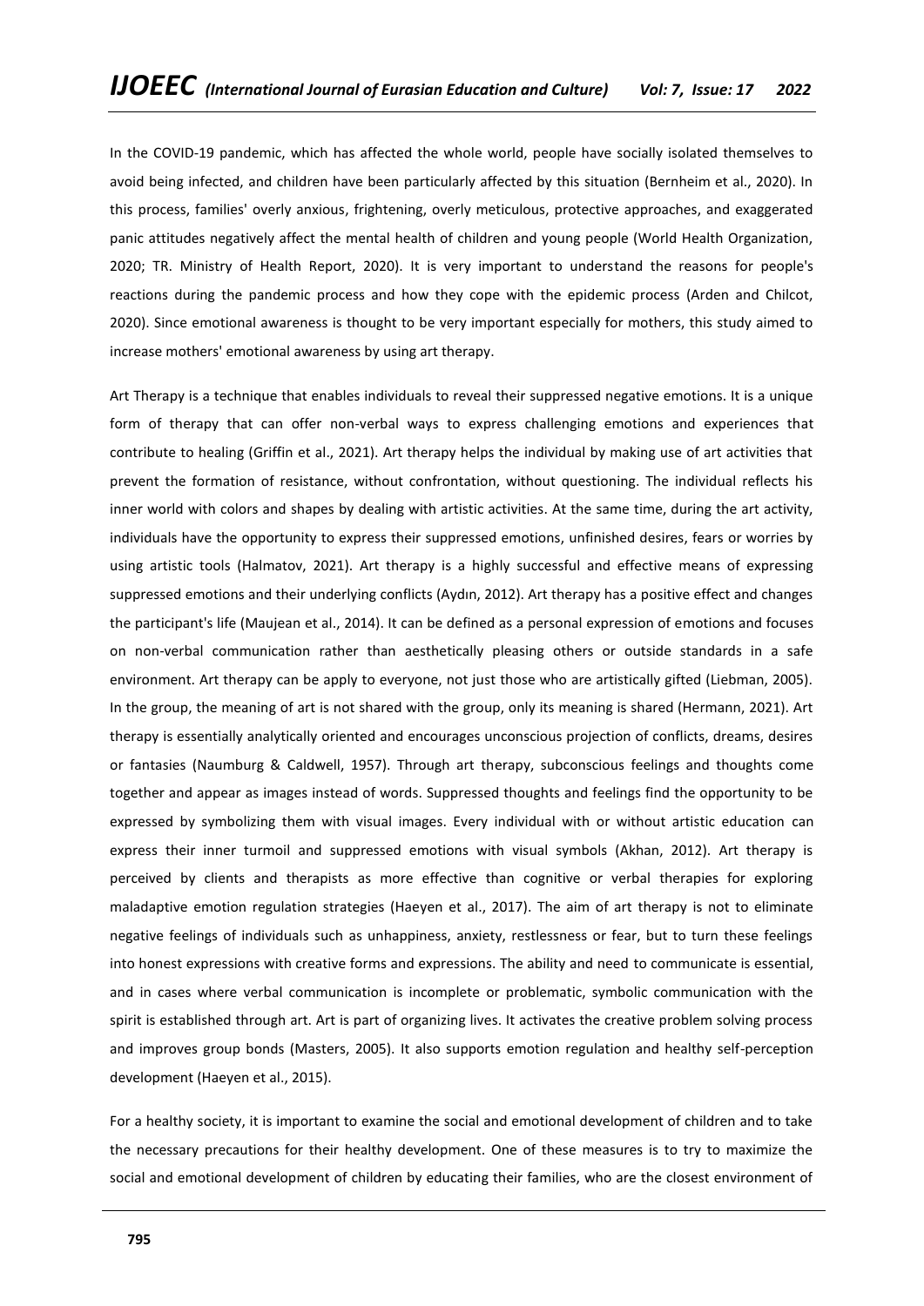In the COVID-19 pandemic, which has affected the whole world, people have socially isolated themselves to avoid being infected, and children have been particularly affected by this situation (Bernheim et al., 2020). In this process, families' overly anxious, frightening, overly meticulous, protective approaches, and exaggerated panic attitudes negatively affect the mental health of children and young people (World Health Organization, 2020; TR. Ministry of Health Report, 2020). It is very important to understand the reasons for people's reactions during the pandemic process and how they cope with the epidemic process (Arden and Chilcot, 2020). Since emotional awareness is thought to be very important especially for mothers, this study aimed to increase mothers' emotional awareness by using art therapy.

Art Therapy is a technique that enables individuals to reveal their suppressed negative emotions. It is a unique form of therapy that can offer non-verbal ways to express challenging emotions and experiences that contribute to healing (Griffin et al., 2021). Art therapy helps the individual by making use of art activities that prevent the formation of resistance, without confrontation, without questioning. The individual reflects his inner world with colors and shapes by dealing with artistic activities. At the same time, during the art activity, individuals have the opportunity to express their suppressed emotions, unfinished desires, fears or worries by using artistic tools (Halmatov, 2021). Art therapy is a highly successful and effective means of expressing suppressed emotions and their underlying conflicts (Aydın, 2012). Art therapy has a positive effect and changes the participant's life (Maujean et al., 2014). It can be defined as a personal expression of emotions and focuses on non-verbal communication rather than aesthetically pleasing others or outside standards in a safe environment. Art therapy can be apply to everyone, not just those who are artistically gifted (Liebman, 2005). In the group, the meaning of art is not shared with the group, only its meaning is shared (Hermann, 2021). Art therapy is essentially analytically oriented and encourages unconscious projection of conflicts, dreams, desires or fantasies (Naumburg & Caldwell, 1957). Through art therapy, subconscious feelings and thoughts come together and appear as images instead of words. Suppressed thoughts and feelings find the opportunity to be expressed by symbolizing them with visual images. Every individual with or without artistic education can express their inner turmoil and suppressed emotions with visual symbols (Akhan, 2012). Art therapy is perceived by clients and therapists as more effective than cognitive or verbal therapies for exploring maladaptive emotion regulation strategies (Haeyen et al., 2017). The aim of art therapy is not to eliminate negative feelings of individuals such as unhappiness, anxiety, restlessness or fear, but to turn these feelings into honest expressions with creative forms and expressions. The ability and need to communicate is essential, and in cases where verbal communication is incomplete or problematic, symbolic communication with the spirit is established through art. Art is part of organizing lives. It activates the creative problem solving process and improves group bonds (Masters, 2005). It also supports emotion regulation and healthy self-perception development (Haeyen et al., 2015).

For a healthy society, it is important to examine the social and emotional development of children and to take the necessary precautions for their healthy development. One of these measures is to try to maximize the social and emotional development of children by educating their families, who are the closest environment of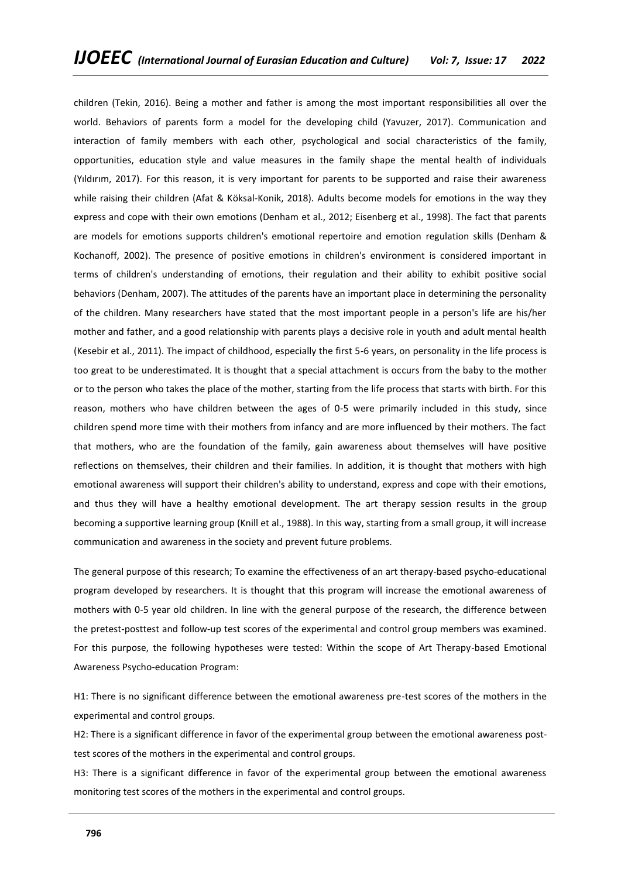children (Tekin, 2016). Being a mother and father is among the most important responsibilities all over the world. Behaviors of parents form a model for the developing child (Yavuzer, 2017). Communication and interaction of family members with each other, psychological and social characteristics of the family, opportunities, education style and value measures in the family shape the mental health of individuals (Yıldırım, 2017). For this reason, it is very important for parents to be supported and raise their awareness while raising their children (Afat & Köksal-Konik, 2018). Adults become models for emotions in the way they express and cope with their own emotions (Denham et al., 2012; Eisenberg et al., 1998). The fact that parents are models for emotions supports children's emotional repertoire and emotion regulation skills (Denham & Kochanoff, 2002). The presence of positive emotions in children's environment is considered important in terms of children's understanding of emotions, their regulation and their ability to exhibit positive social behaviors (Denham, 2007). The attitudes of the parents have an important place in determining the personality of the children. Many researchers have stated that the most important people in a person's life are his/her mother and father, and a good relationship with parents plays a decisive role in youth and adult mental health (Kesebir et al., 2011). The impact of childhood, especially the first 5-6 years, on personality in the life process is too great to be underestimated. It is thought that a special attachment is occurs from the baby to the mother or to the person who takes the place of the mother, starting from the life process that starts with birth. For this reason, mothers who have children between the ages of 0-5 were primarily included in this study, since children spend more time with their mothers from infancy and are more influenced by their mothers. The fact that mothers, who are the foundation of the family, gain awareness about themselves will have positive reflections on themselves, their children and their families. In addition, it is thought that mothers with high emotional awareness will support their children's ability to understand, express and cope with their emotions, and thus they will have a healthy emotional development. The art therapy session results in the group becoming a supportive learning group (Knill et al., 1988). In this way, starting from a small group, it will increase communication and awareness in the society and prevent future problems.

The general purpose of this research; To examine the effectiveness of an art therapy-based psycho-educational program developed by researchers. It is thought that this program will increase the emotional awareness of mothers with 0-5 year old children. In line with the general purpose of the research, the difference between the pretest-posttest and follow-up test scores of the experimental and control group members was examined. For this purpose, the following hypotheses were tested: Within the scope of Art Therapy-based Emotional Awareness Psycho-education Program:

H1: There is no significant difference between the emotional awareness pre-test scores of the mothers in the experimental and control groups.

H2: There is a significant difference in favor of the experimental group between the emotional awareness post-test scores of the mothers in the experimental and control groups.

H3: There is a significant difference in favor of the experimental group between the emotional awareness monitoring test scores of the mothers in the experimental and control groups.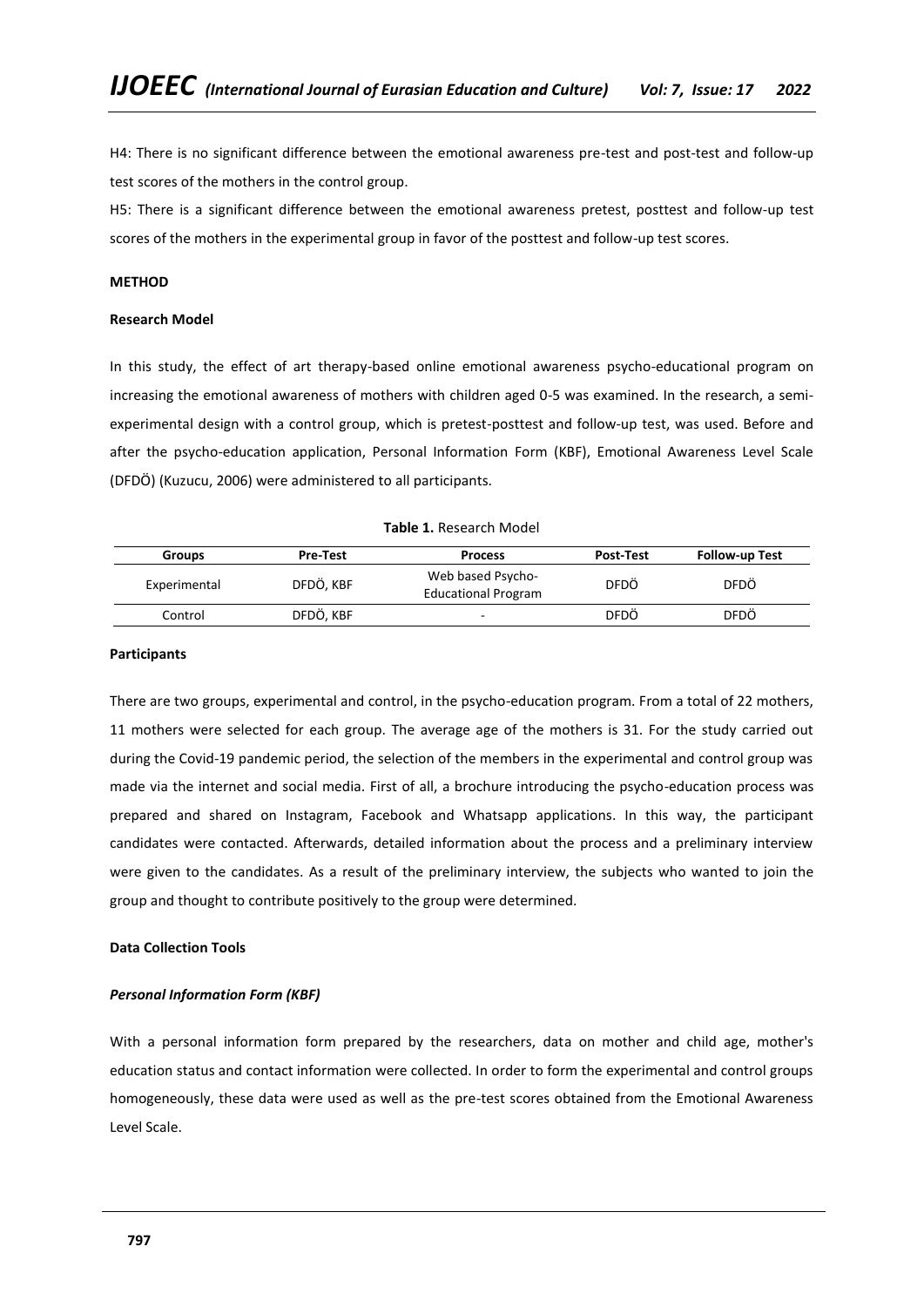H4: There is no significant difference between the emotional awareness pre-test and post-test and follow-up test scores of the mothers in the control group.

H5: There is a significant difference between the emotional awareness pretest, posttest and follow-up test scores of the mothers in the experimental group in favor of the posttest and follow-up test scores.

**METHOD**

**Research Model**

In this study, the effect of art therapy-based online emotional awareness psycho-educational program on increasing the emotional awareness of mothers with children aged 0-5 was examined. In the research, a semi-experimental design with a control group, which is pretest-posttest and follow-up test, was used. Before and after the psycho-education application, Personal Information Form (KBF), Emotional Awareness Level Scale (DFDÖ) (Kuzucu, 2006) were administered to all participants.

**Table 1.** Research Model

| Groups | Pre-Test | Process | Post-Test | Follow-up Test |
|---|---|---|---|---|
| Experimental | DFDÖ, KBF | Web based Psycho-Educational Program | DFDÖ | DFDÖ |
| Control | DFDÖ, KBF | - | DFDÖ | DFDÖ |

**Participants**

There are two groups, experimental and control, in the psycho-education program. From a total of 22 mothers, 11 mothers were selected for each group. The average age of the mothers is 31. For the study carried out during the Covid-19 pandemic period, the selection of the members in the experimental and control group was made via the internet and social media. First of all, a brochure introducing the psycho-education process was prepared and shared on Instagram, Facebook and Whatsapp applications. In this way, the participant candidates were contacted. Afterwards, detailed information about the process and a preliminary interview were given to the candidates. As a result of the preliminary interview, the subjects who wanted to join the group and thought to contribute positively to the group were determined.

**Data Collection Tools**

***Personal Information Form (KBF)***

With a personal information form prepared by the researchers, data on mother and child age, mother's education status and contact information were collected. In order to form the experimental and control groups homogeneously, these data were used as well as the pre-test scores obtained from the Emotional Awareness Level Scale.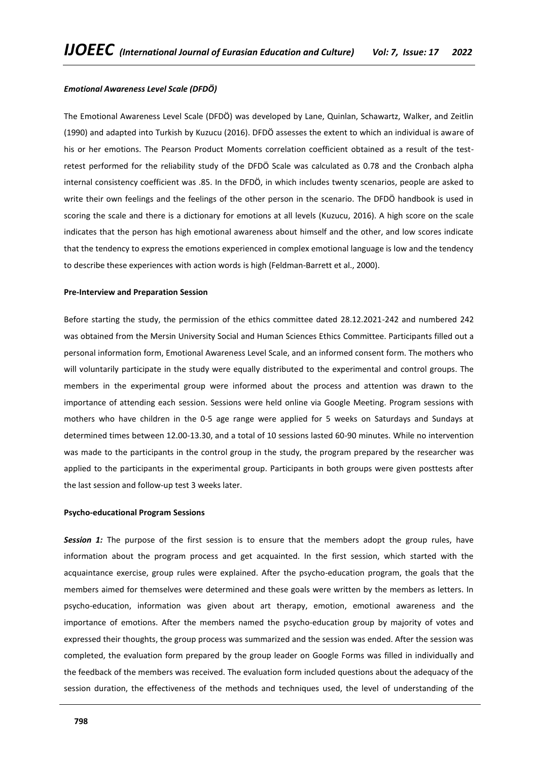### *Emotional Awareness Level Scale (DFDÖ)*

The Emotional Awareness Level Scale (DFDÖ) was developed by Lane, Quinlan, Schawartz, Walker, and Zeitlin (1990) and adapted into Turkish by Kuzucu (2016). DFDÖ assesses the extent to which an individual is aware of his or her emotions. The Pearson Product Moments correlation coefficient obtained as a result of the test-retest performed for the reliability study of the DFDÖ Scale was calculated as 0.78 and the Cronbach alpha internal consistency coefficient was .85. In the DFDÖ, in which includes twenty scenarios, people are asked to write their own feelings and the feelings of the other person in the scenario. The DFDÖ handbook is used in scoring the scale and there is a dictionary for emotions at all levels (Kuzucu, 2016). A high score on the scale indicates that the person has high emotional awareness about himself and the other, and low scores indicate that the tendency to express the emotions experienced in complex emotional language is low and the tendency to describe these experiences with action words is high (Feldman-Barrett et al., 2000).

### Pre-Interview and Preparation Session

Before starting the study, the permission of the ethics committee dated 28.12.2021-242 and numbered 242 was obtained from the Mersin University Social and Human Sciences Ethics Committee. Participants filled out a personal information form, Emotional Awareness Level Scale, and an informed consent form. The mothers who will voluntarily participate in the study were equally distributed to the experimental and control groups. The members in the experimental group were informed about the process and attention was drawn to the importance of attending each session. Sessions were held online via Google Meeting. Program sessions with mothers who have children in the 0-5 age range were applied for 5 weeks on Saturdays and Sundays at determined times between 12.00-13.30, and a total of 10 sessions lasted 60-90 minutes. While no intervention was made to the participants in the control group in the study, the program prepared by the researcher was applied to the participants in the experimental group. Participants in both groups were given posttests after the last session and follow-up test 3 weeks later.

### Psycho-educational Program Sessions

***Session 1:*** The purpose of the first session is to ensure that the members adopt the group rules, have information about the program process and get acquainted. In the first session, which started with the acquaintance exercise, group rules were explained. After the psycho-education program, the goals that the members aimed for themselves were determined and these goals were written by the members as letters. In psycho-education, information was given about art therapy, emotion, emotional awareness and the importance of emotions. After the members named the psycho-education group by majority of votes and expressed their thoughts, the group process was summarized and the session was ended. After the session was completed, the evaluation form prepared by the group leader on Google Forms was filled in individually and the feedback of the members was received. The evaluation form included questions about the adequacy of the session duration, the effectiveness of the methods and techniques used, the level of understanding of the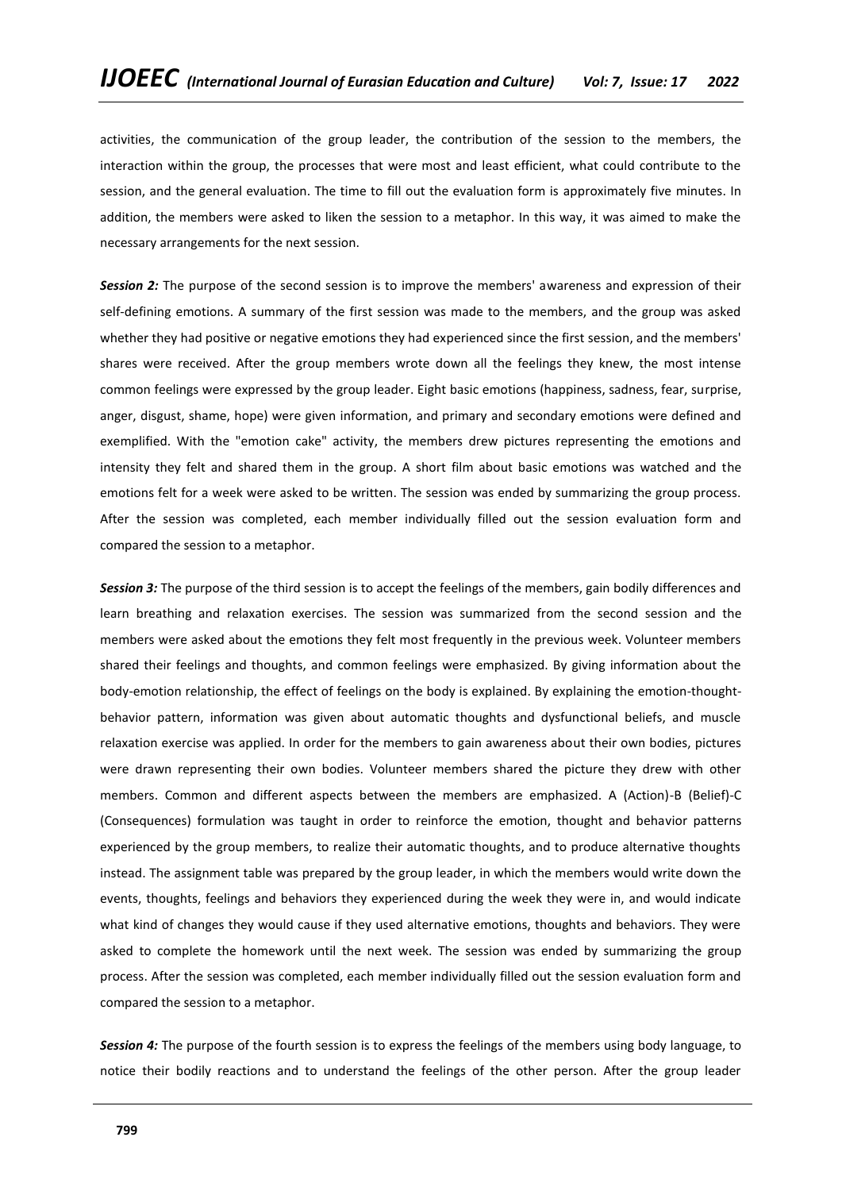activities, the communication of the group leader, the contribution of the session to the members, the interaction within the group, the processes that were most and least efficient, what could contribute to the session, and the general evaluation. The time to fill out the evaluation form is approximately five minutes. In addition, the members were asked to liken the session to a metaphor. In this way, it was aimed to make the necessary arrangements for the next session.

***Session 2:*** The purpose of the second session is to improve the members' awareness and expression of their self-defining emotions. A summary of the first session was made to the members, and the group was asked whether they had positive or negative emotions they had experienced since the first session, and the members' shares were received. After the group members wrote down all the feelings they knew, the most intense common feelings were expressed by the group leader. Eight basic emotions (happiness, sadness, fear, surprise, anger, disgust, shame, hope) were given information, and primary and secondary emotions were defined and exemplified. With the "emotion cake" activity, the members drew pictures representing the emotions and intensity they felt and shared them in the group. A short film about basic emotions was watched and the emotions felt for a week were asked to be written. The session was ended by summarizing the group process. After the session was completed, each member individually filled out the session evaluation form and compared the session to a metaphor.

***Session 3:*** The purpose of the third session is to accept the feelings of the members, gain bodily differences and learn breathing and relaxation exercises. The session was summarized from the second session and the members were asked about the emotions they felt most frequently in the previous week. Volunteer members shared their feelings and thoughts, and common feelings were emphasized. By giving information about the body-emotion relationship, the effect of feelings on the body is explained. By explaining the emotion-thought-behavior pattern, information was given about automatic thoughts and dysfunctional beliefs, and muscle relaxation exercise was applied. In order for the members to gain awareness about their own bodies, pictures were drawn representing their own bodies. Volunteer members shared the picture they drew with other members. Common and different aspects between the members are emphasized. A (Action)-B (Belief)-C (Consequences) formulation was taught in order to reinforce the emotion, thought and behavior patterns experienced by the group members, to realize their automatic thoughts, and to produce alternative thoughts instead. The assignment table was prepared by the group leader, in which the members would write down the events, thoughts, feelings and behaviors they experienced during the week they were in, and would indicate what kind of changes they would cause if they used alternative emotions, thoughts and behaviors. They were asked to complete the homework until the next week. The session was ended by summarizing the group process. After the session was completed, each member individually filled out the session evaluation form and compared the session to a metaphor.

***Session 4:*** The purpose of the fourth session is to express the feelings of the members using body language, to notice their bodily reactions and to understand the feelings of the other person. After the group leader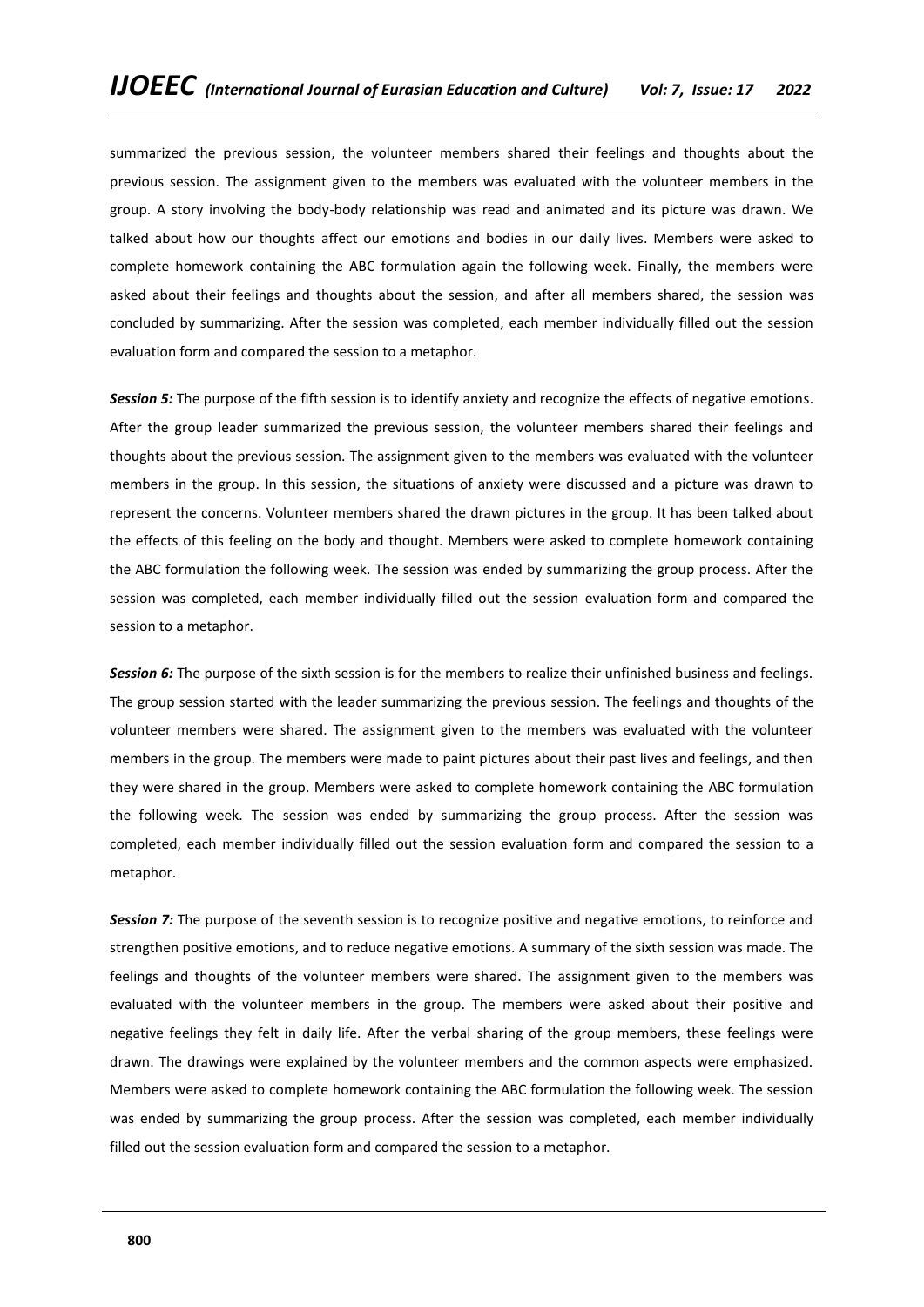summarized the previous session, the volunteer members shared their feelings and thoughts about the previous session. The assignment given to the members was evaluated with the volunteer members in the group. A story involving the body-body relationship was read and animated and its picture was drawn. We talked about how our thoughts affect our emotions and bodies in our daily lives. Members were asked to complete homework containing the ABC formulation again the following week. Finally, the members were asked about their feelings and thoughts about the session, and after all members shared, the session was concluded by summarizing. After the session was completed, each member individually filled out the session evaluation form and compared the session to a metaphor.

***Session 5:*** The purpose of the fifth session is to identify anxiety and recognize the effects of negative emotions. After the group leader summarized the previous session, the volunteer members shared their feelings and thoughts about the previous session. The assignment given to the members was evaluated with the volunteer members in the group. In this session, the situations of anxiety were discussed and a picture was drawn to represent the concerns. Volunteer members shared the drawn pictures in the group. It has been talked about the effects of this feeling on the body and thought. Members were asked to complete homework containing the ABC formulation the following week. The session was ended by summarizing the group process. After the session was completed, each member individually filled out the session evaluation form and compared the session to a metaphor.

***Session 6:*** The purpose of the sixth session is for the members to realize their unfinished business and feelings. The group session started with the leader summarizing the previous session. The feelings and thoughts of the volunteer members were shared. The assignment given to the members was evaluated with the volunteer members in the group. The members were made to paint pictures about their past lives and feelings, and then they were shared in the group. Members were asked to complete homework containing the ABC formulation the following week. The session was ended by summarizing the group process. After the session was completed, each member individually filled out the session evaluation form and compared the session to a metaphor.

***Session 7:*** The purpose of the seventh session is to recognize positive and negative emotions, to reinforce and strengthen positive emotions, and to reduce negative emotions. A summary of the sixth session was made. The feelings and thoughts of the volunteer members were shared. The assignment given to the members was evaluated with the volunteer members in the group. The members were asked about their positive and negative feelings they felt in daily life. After the verbal sharing of the group members, these feelings were drawn. The drawings were explained by the volunteer members and the common aspects were emphasized. Members were asked to complete homework containing the ABC formulation the following week. The session was ended by summarizing the group process. After the session was completed, each member individually filled out the session evaluation form and compared the session to a metaphor.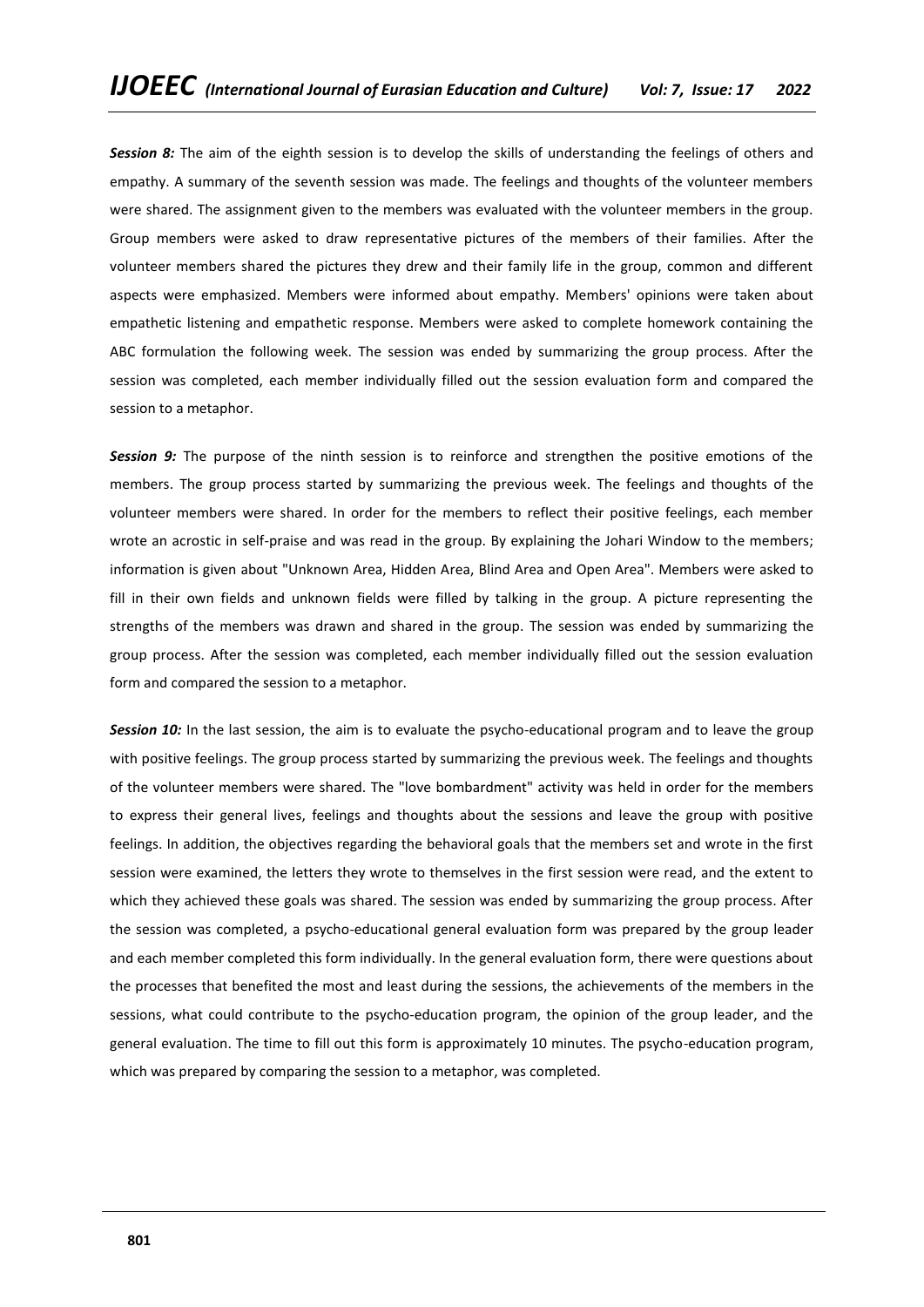***Session 8:*** The aim of the eighth session is to develop the skills of understanding the feelings of others and empathy. A summary of the seventh session was made. The feelings and thoughts of the volunteer members were shared. The assignment given to the members was evaluated with the volunteer members in the group. Group members were asked to draw representative pictures of the members of their families. After the volunteer members shared the pictures they drew and their family life in the group, common and different aspects were emphasized. Members were informed about empathy. Members' opinions were taken about empathetic listening and empathetic response. Members were asked to complete homework containing the ABC formulation the following week. The session was ended by summarizing the group process. After the session was completed, each member individually filled out the session evaluation form and compared the session to a metaphor.

***Session 9:*** The purpose of the ninth session is to reinforce and strengthen the positive emotions of the members. The group process started by summarizing the previous week. The feelings and thoughts of the volunteer members were shared. In order for the members to reflect their positive feelings, each member wrote an acrostic in self-praise and was read in the group. By explaining the Johari Window to the members; information is given about "Unknown Area, Hidden Area, Blind Area and Open Area". Members were asked to fill in their own fields and unknown fields were filled by talking in the group. A picture representing the strengths of the members was drawn and shared in the group. The session was ended by summarizing the group process. After the session was completed, each member individually filled out the session evaluation form and compared the session to a metaphor.

***Session 10:*** In the last session, the aim is to evaluate the psycho-educational program and to leave the group with positive feelings. The group process started by summarizing the previous week. The feelings and thoughts of the volunteer members were shared. The "love bombardment" activity was held in order for the members to express their general lives, feelings and thoughts about the sessions and leave the group with positive feelings. In addition, the objectives regarding the behavioral goals that the members set and wrote in the first session were examined, the letters they wrote to themselves in the first session were read, and the extent to which they achieved these goals was shared. The session was ended by summarizing the group process. After the session was completed, a psycho-educational general evaluation form was prepared by the group leader and each member completed this form individually. In the general evaluation form, there were questions about the processes that benefited the most and least during the sessions, the achievements of the members in the sessions, what could contribute to the psycho-education program, the opinion of the group leader, and the general evaluation. The time to fill out this form is approximately 10 minutes. The psycho-education program, which was prepared by comparing the session to a metaphor, was completed.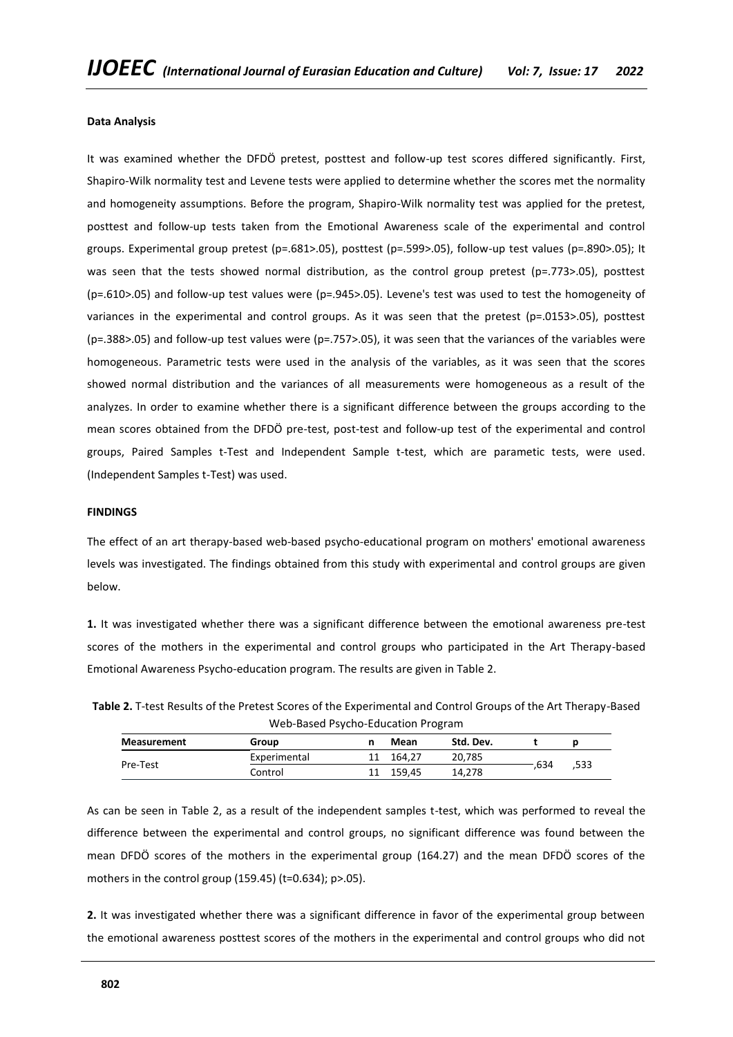**Data Analysis**

It was examined whether the DFDÖ pretest, posttest and follow-up test scores differed significantly. First, Shapiro-Wilk normality test and Levene tests were applied to determine whether the scores met the normality and homogeneity assumptions. Before the program, Shapiro-Wilk normality test was applied for the pretest, posttest and follow-up tests taken from the Emotional Awareness scale of the experimental and control groups. Experimental group pretest (p=.681>.05), posttest (p=.599>.05), follow-up test values (p=.890>.05); It was seen that the tests showed normal distribution, as the control group pretest (p=.773>.05), posttest (p=.610>.05) and follow-up test values were (p=.945>.05). Levene's test was used to test the homogeneity of variances in the experimental and control groups. As it was seen that the pretest (p=.0153>.05), posttest (p=.388>.05) and follow-up test values were (p=.757>.05), it was seen that the variances of the variables were homogeneous. Parametric tests were used in the analysis of the variables, as it was seen that the scores showed normal distribution and the variances of all measurements were homogeneous as a result of the analyzes. In order to examine whether there is a significant difference between the groups according to the mean scores obtained from the DFDÖ pre-test, post-test and follow-up test of the experimental and control groups, Paired Samples t-Test and Independent Sample t-test, which are parametic tests, were used. (Independent Samples t-Test) was used.

**FINDINGS**

The effect of an art therapy-based web-based psycho-educational program on mothers' emotional awareness levels was investigated. The findings obtained from this study with experimental and control groups are given below.

**1.** It was investigated whether there was a significant difference between the emotional awareness pre-test scores of the mothers in the experimental and control groups who participated in the Art Therapy-based Emotional Awareness Psycho-education program. The results are given in Table 2.

**Table 2.** T-test Results of the Pretest Scores of the Experimental and Control Groups of the Art Therapy-Based Web-Based Psycho-Education Program

| Measurement | Group | n | Mean | Std. Dev. | t | p |
|---|---|---|---|---|---|---|
| Pre-Test | Experimental | 11 | 164,27 | 20,785 | ,634 | ,533 |
| | Control | 11 | 159,45 | 14,278 | | |

As can be seen in Table 2, as a result of the independent samples t-test, which was performed to reveal the difference between the experimental and control groups, no significant difference was found between the mean DFDÖ scores of the mothers in the experimental group (164.27) and the mean DFDÖ scores of the mothers in the control group (159.45) (t=0.634); p>.05).

**2.** It was investigated whether there was a significant difference in favor of the experimental group between the emotional awareness posttest scores of the mothers in the experimental and control groups who did not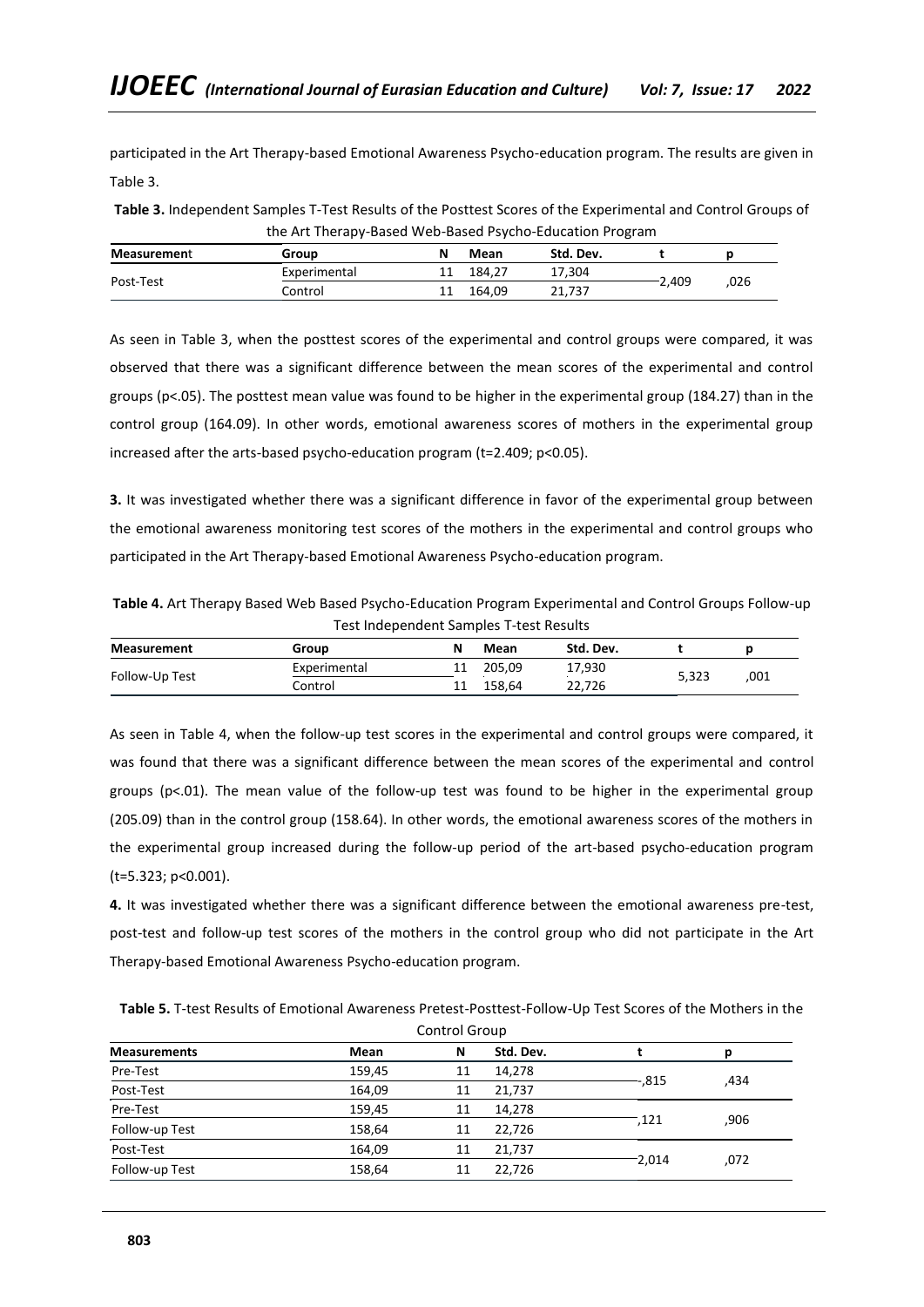participated in the Art Therapy-based Emotional Awareness Psycho-education program. The results are given in Table 3.

**Table 3.** Independent Samples T-Test Results of the Posttest Scores of the Experimental and Control Groups of the Art Therapy-Based Web-Based Psycho-Education Program

| Measurement | Group | N | Mean | Std. Dev. | t | p |
|---|---|---|---|---|---|---|
| Post-Test | Experimental | 11 | 184,27 | 17,304 | 2,409 | ,026 |
| | Control | 11 | 164,09 | 21,737 | | |

As seen in Table 3, when the posttest scores of the experimental and control groups were compared, it was observed that there was a significant difference between the mean scores of the experimental and control groups ($p<.05$). The posttest mean value was found to be higher in the experimental group (184.27) than in the control group (164.09). In other words, emotional awareness scores of mothers in the experimental group increased after the arts-based psycho-education program ($t=2.409$; $p<0.05$).

**3.** It was investigated whether there was a significant difference in favor of the experimental group between the emotional awareness monitoring test scores of the mothers in the experimental and control groups who participated in the Art Therapy-based Emotional Awareness Psycho-education program.

**Table 4.** Art Therapy Based Web Based Psycho-Education Program Experimental and Control Groups Follow-up Test Independent Samples T-test Results

| Measurement | Group | N | Mean | Std. Dev. | t | p |
|---|---|---|---|---|---|---|
| Follow-Up Test | Experimental | 11 | 205,09 | 17,930 | 5,323 | ,001 |
| | Control | 11 | 158,64 | 22,726 | | |

As seen in Table 4, when the follow-up test scores in the experimental and control groups were compared, it was found that there was a significant difference between the mean scores of the experimental and control groups ($p<.01$). The mean value of the follow-up test was found to be higher in the experimental group (205.09) than in the control group (158.64). In other words, the emotional awareness scores of the mothers in the experimental group increased during the follow-up period of the art-based psycho-education program ($t=5.323$; $p<0.001$).

**4.** It was investigated whether there was a significant difference between the emotional awareness pre-test, post-test and follow-up test scores of the mothers in the control group who did not participate in the Art Therapy-based Emotional Awareness Psycho-education program.

**Table 5.** T-test Results of Emotional Awareness Pretest-Posttest-Follow-Up Test Scores of the Mothers in the Control Group

| Measurements | Mean | N | Std. Dev. | t | p |
|---|---|---|---|---|---|
| Pre-Test | 159,45 | 11 | 14,278 | -,815 | ,434 |
| Post-Test | 164,09 | 11 | 21,737 | | |
| Pre-Test | 159,45 | 11 | 14,278 | ,121 | ,906 |
| Follow-up Test | 158,64 | 11 | 22,726 | | |
| Post-Test | 164,09 | 11 | 21,737 | 2,014 | ,072 |
| Follow-up Test | 158,64 | 11 | 22,726 | | |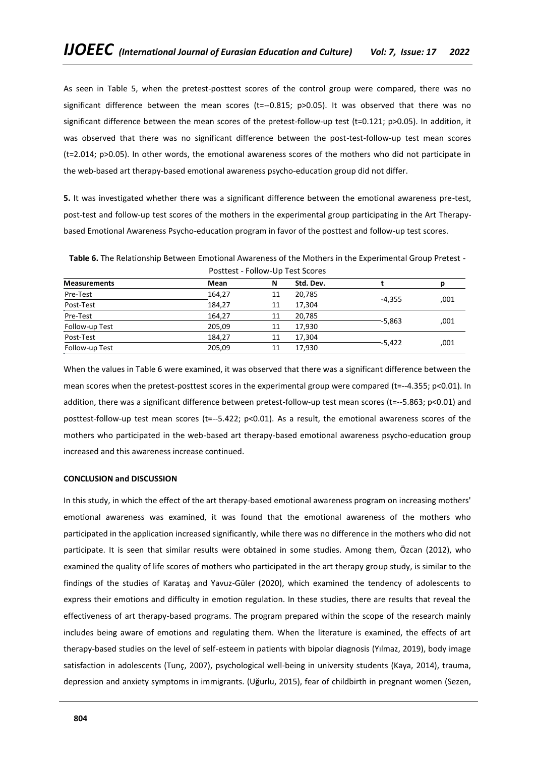As seen in Table 5, when the pretest-posttest scores of the control group were compared, there was no significant difference between the mean scores (t=--0.815; p>0.05). It was observed that there was no significant difference between the mean scores of the pretest-follow-up test (t=0.121; p>0.05). In addition, it was observed that there was no significant difference between the post-test-follow-up test mean scores (t=2.014; p>0.05). In other words, the emotional awareness scores of the mothers who did not participate in the web-based art therapy-based emotional awareness psycho-education group did not differ.

**5.** It was investigated whether there was a significant difference between the emotional awareness pre-test, post-test and follow-up test scores of the mothers in the experimental group participating in the Art Therapy-based Emotional Awareness Psycho-education program in favor of the posttest and follow-up test scores.

**Table 6.** The Relationship Between Emotional Awareness of the Mothers in the Experimental Group Pretest - Posttest - Follow-Up Test Scores

| Measurements | Mean | N | Std. Dev. | t | p |
|---|---|---|---|---|---|
| Pre-Test | 164,27 | 11 | 20,785 | -4,355 | ,001 |
| Post-Test | 184,27 | 11 | 17,304 | | |
| Pre-Test | 164,27 | 11 | 20,785 | -5,863 | ,001 |
| Follow-up Test | 205,09 | 11 | 17,930 | | |
| Post-Test | 184,27 | 11 | 17,304 | -5,422 | ,001 |
| Follow-up Test | 205,09 | 11 | 17,930 | | |

When the values in Table 6 were examined, it was observed that there was a significant difference between the mean scores when the pretest-posttest scores in the experimental group were compared (t=--4.355; p<0.01). In addition, there was a significant difference between pretest-follow-up test mean scores (t=--5.863; p<0.01) and posttest-follow-up test mean scores (t=--5.422; p<0.01). As a result, the emotional awareness scores of the mothers who participated in the web-based art therapy-based emotional awareness psycho-education group increased and this awareness increase continued.

## CONCLUSION and DISCUSSION

In this study, in which the effect of the art therapy-based emotional awareness program on increasing mothers' emotional awareness was examined, it was found that the emotional awareness of the mothers who participated in the application increased significantly, while there was no difference in the mothers who did not participate. It is seen that similar results were obtained in some studies. Among them, Özcan (2012), who examined the quality of life scores of mothers who participated in the art therapy group study, is similar to the findings of the studies of Karataş and Yavuz-Güler (2020), which examined the tendency of adolescents to express their emotions and difficulty in emotion regulation. In these studies, there are results that reveal the effectiveness of art therapy-based programs. The program prepared within the scope of the research mainly includes being aware of emotions and regulating them. When the literature is examined, the effects of art therapy-based studies on the level of self-esteem in patients with bipolar diagnosis (Yılmaz, 2019), body image satisfaction in adolescents (Tunç, 2007), psychological well-being in university students (Kaya, 2014), trauma, depression and anxiety symptoms in immigrants. (Uğurlu, 2015), fear of childbirth in pregnant women (Sezen,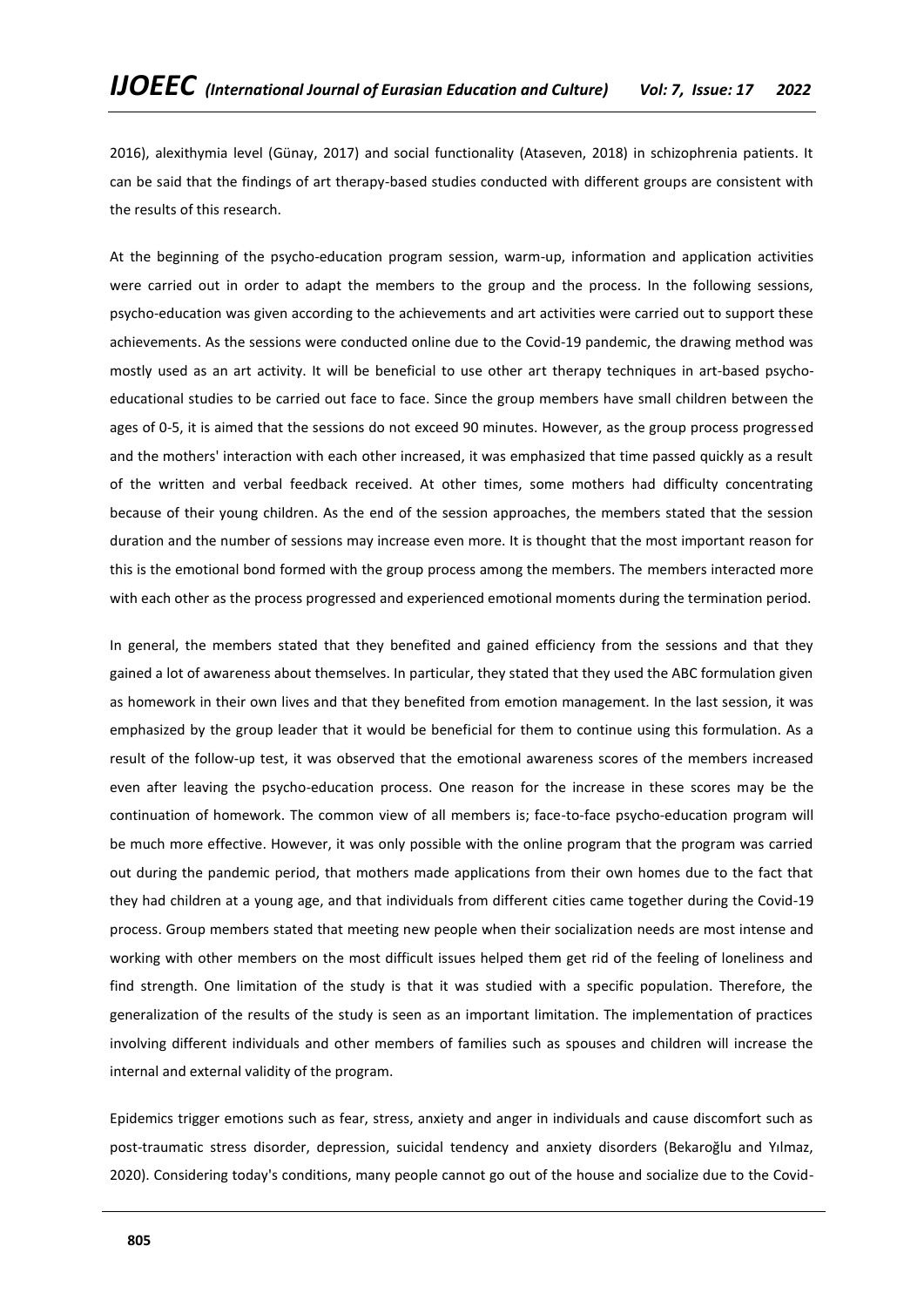2016), alexithymia level (Günay, 2017) and social functionality (Ataseven, 2018) in schizophrenia patients. It can be said that the findings of art therapy-based studies conducted with different groups are consistent with the results of this research.

At the beginning of the psycho-education program session, warm-up, information and application activities were carried out in order to adapt the members to the group and the process. In the following sessions, psycho-education was given according to the achievements and art activities were carried out to support these achievements. As the sessions were conducted online due to the Covid-19 pandemic, the drawing method was mostly used as an art activity. It will be beneficial to use other art therapy techniques in art-based psycho-educational studies to be carried out face to face. Since the group members have small children between the ages of 0-5, it is aimed that the sessions do not exceed 90 minutes. However, as the group process progressed and the mothers' interaction with each other increased, it was emphasized that time passed quickly as a result of the written and verbal feedback received. At other times, some mothers had difficulty concentrating because of their young children. As the end of the session approaches, the members stated that the session duration and the number of sessions may increase even more. It is thought that the most important reason for this is the emotional bond formed with the group process among the members. The members interacted more with each other as the process progressed and experienced emotional moments during the termination period.

In general, the members stated that they benefited and gained efficiency from the sessions and that they gained a lot of awareness about themselves. In particular, they stated that they used the ABC formulation given as homework in their own lives and that they benefited from emotion management. In the last session, it was emphasized by the group leader that it would be beneficial for them to continue using this formulation. As a result of the follow-up test, it was observed that the emotional awareness scores of the members increased even after leaving the psycho-education process. One reason for the increase in these scores may be the continuation of homework. The common view of all members is; face-to-face psycho-education program will be much more effective. However, it was only possible with the online program that the program was carried out during the pandemic period, that mothers made applications from their own homes due to the fact that they had children at a young age, and that individuals from different cities came together during the Covid-19 process. Group members stated that meeting new people when their socialization needs are most intense and working with other members on the most difficult issues helped them get rid of the feeling of loneliness and find strength. One limitation of the study is that it was studied with a specific population. Therefore, the generalization of the results of the study is seen as an important limitation. The implementation of practices involving different individuals and other members of families such as spouses and children will increase the internal and external validity of the program.

Epidemics trigger emotions such as fear, stress, anxiety and anger in individuals and cause discomfort such as post-traumatic stress disorder, depression, suicidal tendency and anxiety disorders (Bekaroğlu and Yılmaz, 2020). Considering today's conditions, many people cannot go out of the house and socialize due to the Covid-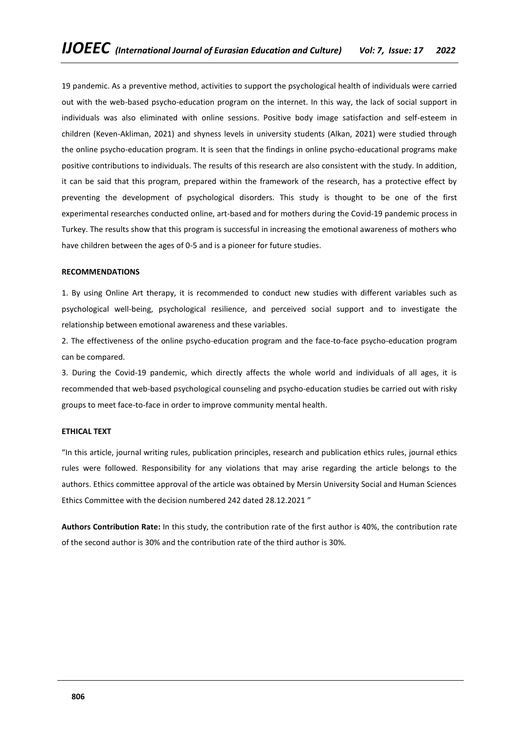19 pandemic. As a preventive method, activities to support the psychological health of individuals were carried out with the web-based psycho-education program on the internet. In this way, the lack of social support in individuals was also eliminated with online sessions. Positive body image satisfaction and self-esteem in children (Keven-Akliman, 2021) and shyness levels in university students (Alkan, 2021) were studied through the online psycho-education program. It is seen that the findings in online psycho-educational programs make positive contributions to individuals. The results of this research are also consistent with the study. In addition, it can be said that this program, prepared within the framework of the research, has a protective effect by preventing the development of psychological disorders. This study is thought to be one of the first experimental researches conducted online, art-based and for mothers during the Covid-19 pandemic process in Turkey. The results show that this program is successful in increasing the emotional awareness of mothers who have children between the ages of 0-5 and is a pioneer for future studies.

**RECOMMENDATIONS**

1. By using Online Art therapy, it is recommended to conduct new studies with different variables such as psychological well-being, psychological resilience, and perceived social support and to investigate the relationship between emotional awareness and these variables.

2. The effectiveness of the online psycho-education program and the face-to-face psycho-education program can be compared.

3. During the Covid-19 pandemic, which directly affects the whole world and individuals of all ages, it is recommended that web-based psychological counseling and psycho-education studies be carried out with risky groups to meet face-to-face in order to improve community mental health.

**ETHICAL TEXT**

"In this article, journal writing rules, publication principles, research and publication ethics rules, journal ethics rules were followed. Responsibility for any violations that may arise regarding the article belongs to the authors. Ethics committee approval of the article was obtained by Mersin University Social and Human Sciences Ethics Committee with the decision numbered 242 dated 28.12.2021 "

**Authors Contribution Rate:** In this study, the contribution rate of the first author is 40%, the contribution rate of the second author is 30% and the contribution rate of the third author is 30%.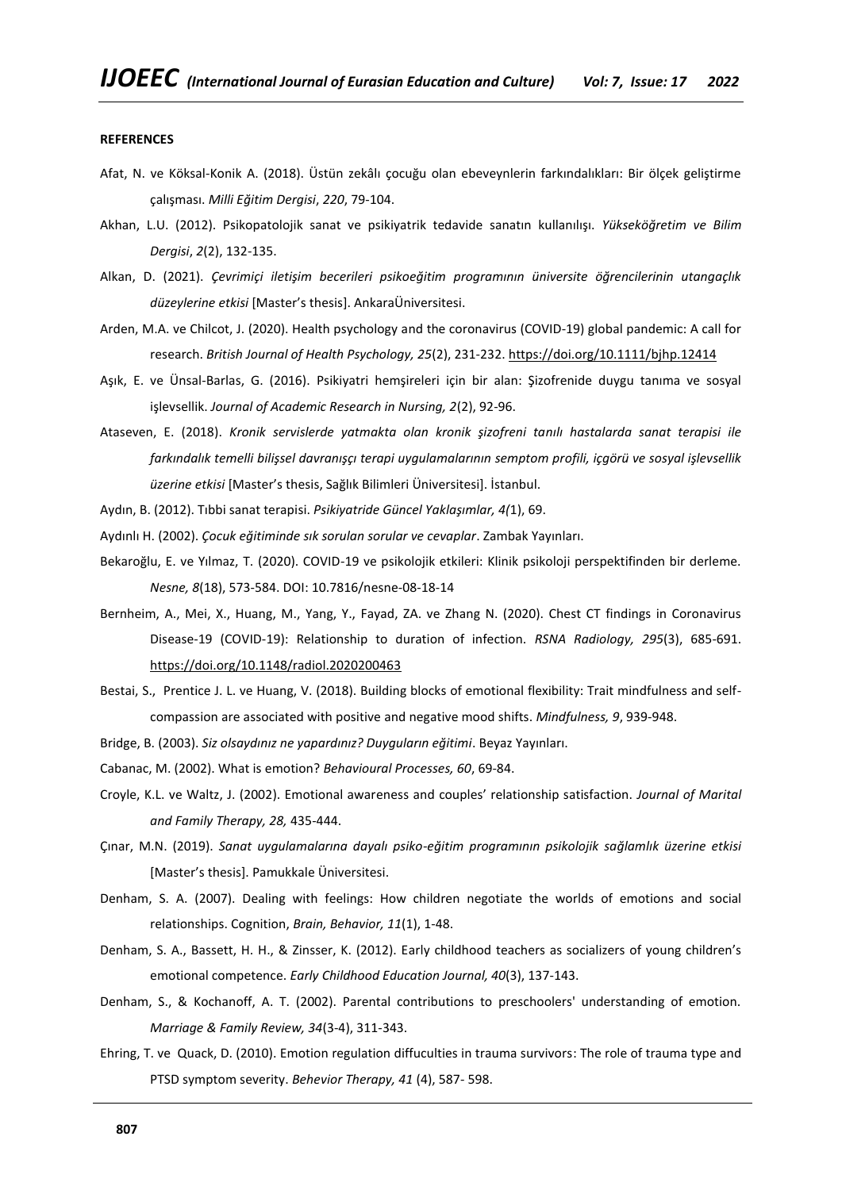**REFERENCES**

Afat, N. ve Köksal-Konik A. (2018). Üstün zekâlı çocuğu olan ebeveynlerin farkındalıkları: Bir ölçek geliştirme çalışması. *Milli Eğitim Dergisi*, *220*, 79-104.

Akhan, L.U. (2012). Psikopatolojik sanat ve psikiyatrik tedavide sanatın kullanılışı. *Yükseköğretim ve Bilim Dergisi*, *2*(2), 132-135.

Alkan, D. (2021). *Çevrimiçi iletişim becerileri psikoeğitim programının üniversite öğrencilerinin utangaçlık düzeylerine etkisi* [Master's thesis]. AnkaraÜniversitesi.

Arden, M.A. ve Chilcot, J. (2020). Health psychology and the coronavirus (COVID-19) global pandemic: A call for research. *British Journal of Health Psychology, 25*(2), 231-232. https://doi.org/10.1111/bjhp.12414

Aşık, E. ve Ünsal-Barlas, G. (2016). Psikiyatri hemşireleri için bir alan: Şizofrenide duygu tanıma ve sosyal işlevsellik. *Journal of Academic Research in Nursing, 2*(2), 92-96.

Ataseven, E. (2018). *Kronik servislerde yatmakta olan kronik şizofreni tanılı hastalarda sanat terapisi ile farkındalık temelli bilişsel davranışçı terapi uygulamalarının semptom profili, içgörü ve sosyal işlevsellik üzerine etkisi* [Master's thesis, Sağlık Bilimleri Üniversitesi]. İstanbul.

Aydın, B. (2012). Tıbbi sanat terapisi. *Psikiyatride Güncel Yaklaşımlar, 4(*1), 69.

Aydınlı H. (2002). *Çocuk eğitiminde sık sorulan sorular ve cevaplar*. Zambak Yayınları.

Bekaroğlu, E. ve Yılmaz, T. (2020). COVID-19 ve psikolojik etkileri: Klinik psikoloji perspektifinden bir derleme. *Nesne, 8*(18), 573-584. DOI: 10.7816/nesne-08-18-14

Bernheim, A., Mei, X., Huang, M., Yang, Y., Fayad, ZA. ve Zhang N. (2020). Chest CT findings in Coronavirus Disease-19 (COVID-19): Relationship to duration of infection. *RSNA Radiology, 295*(3), 685-691. https://doi.org/10.1148/radiol.2020200463

Bestai, S., Prentice J. L. ve Huang, V. (2018). Building blocks of emotional flexibility: Trait mindfulness and self-compassion are associated with positive and negative mood shifts. *Mindfulness, 9*, 939-948.

Bridge, B. (2003). *Siz olsaydınız ne yapardınız? Duyguların eğitimi*. Beyaz Yayınları.

Cabanac, M. (2002). What is emotion? *Behavioural Processes, 60*, 69-84.

Croyle, K.L. ve Waltz, J. (2002). Emotional awareness and couples' relationship satisfaction. *Journal of Marital and Family Therapy, 28,* 435-444.

Çınar, M.N. (2019). *Sanat uygulamalarına dayalı psiko-eğitim programının psikolojik sağlamlık üzerine etkisi* [Master's thesis]. Pamukkale Üniversitesi.

Denham, S. A. (2007). Dealing with feelings: How children negotiate the worlds of emotions and social relationships. Cognition, *Brain, Behavior, 11*(1), 1-48.

Denham, S. A., Bassett, H. H., & Zinsser, K. (2012). Early childhood teachers as socializers of young children's emotional competence. *Early Childhood Education Journal, 40*(3), 137-143.

Denham, S., & Kochanoff, A. T. (2002). Parental contributions to preschoolers' understanding of emotion. *Marriage & Family Review, 34*(3-4), 311-343.

Ehring, T. ve Quack, D. (2010). Emotion regulation diffuculties in trauma survivors: The role of trauma type and PTSD symptom severity. *Behevior Therapy, 41* (4), 587- 598.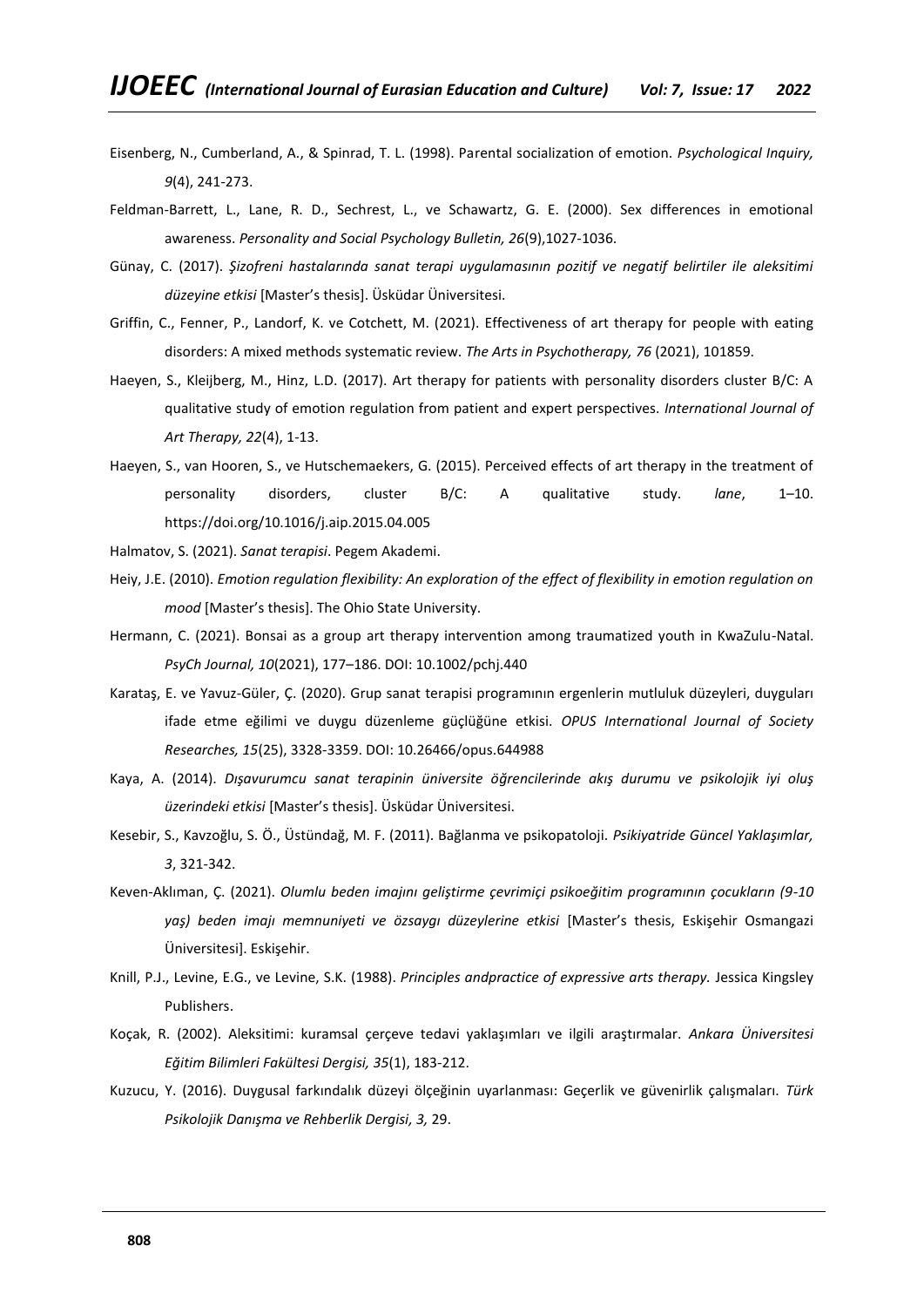Eisenberg, N., Cumberland, A., & Spinrad, T. L. (1998). Parental socialization of emotion. *Psychological Inquiry, 9*(4), 241-273.

Feldman-Barrett, L., Lane, R. D., Sechrest, L., ve Schawartz, G. E. (2000). Sex differences in emotional awareness. *Personality and Social Psychology Bulletin, 26*(9),1027-1036.

Günay, C. (2017). *Şizofreni hastalarında sanat terapi uygulamasının pozitif ve negatif belirtiler ile aleksitimi düzeyine etkisi* [Master's thesis]. Üsküdar Üniversitesi.

Griffin, C., Fenner, P., Landorf, K. ve Cotchett, M. (2021). Effectiveness of art therapy for people with eating disorders: A mixed methods systematic review. *The Arts in Psychotherapy, 76* (2021), 101859.

Haeyen, S., Kleijberg, M., Hinz, L.D. (2017). Art therapy for patients with personality disorders cluster B/C: A qualitative study of emotion regulation from patient and expert perspectives. *International Journal of Art Therapy, 22*(4), 1-13.

Haeyen, S., van Hooren, S., ve Hutschemaekers, G. (2015). Perceived effects of art therapy in the treatment of personality disorders, cluster B/C: A qualitative study. *lane*, 1–10. https://doi.org/10.1016/j.aip.2015.04.005

Halmatov, S. (2021). *Sanat terapisi*. Pegem Akademi.

Heiy, J.E. (2010). *Emotion regulation flexibility: An exploration of the effect of flexibility in emotion regulation on mood* [Master's thesis]. The Ohio State University.

Hermann, C. (2021). Bonsai as a group art therapy intervention among traumatized youth in KwaZulu-Natal. *PsyCh Journal, 10*(2021), 177–186. DOI: 10.1002/pchj.440

Karataş, E. ve Yavuz-Güler, Ç. (2020). Grup sanat terapisi programının ergenlerin mutluluk düzeyleri, duyguları ifade etme eğilimi ve duygu düzenleme güçlüğüne etkisi. *OPUS International Journal of Society Researches, 15*(25), 3328-3359. DOI: 10.26466/opus.644988

Kaya, A. (2014). *Dışavurumcu sanat terapinin üniversite öğrencilerinde akış durumu ve psikolojik iyi oluş üzerindeki etkisi* [Master's thesis]. Üsküdar Üniversitesi.

Kesebir, S., Kavzoğlu, S. Ö., Üstündağ, M. F. (2011). Bağlanma ve psikopatoloji. *Psikiyatride Güncel Yaklaşımlar, 3*, 321-342.

Keven-Aklıman, Ç. (2021). *Olumlu beden imajını geliştirme çevrimiçi psikoeğitim programının çocukların (9-10 yaş) beden imajı memnuniyeti ve özsaygı düzeylerine etkisi* [Master's thesis, Eskişehir Osmangazi Üniversitesi]. Eskişehir.

Knill, P.J., Levine, E.G., ve Levine, S.K. (1988). *Principles andpractice of expressive arts therapy.* Jessica Kingsley Publishers.

Koçak, R. (2002). Aleksitimi: kuramsal çerçeve tedavi yaklaşımları ve ilgili araştırmalar. *Ankara Üniversitesi Eğitim Bilimleri Fakültesi Dergisi, 35*(1), 183-212.

Kuzucu, Y. (2016). Duygusal farkındalık düzeyi ölçeğinin uyarlanması: Geçerlik ve güvenirlik çalışmaları. *Türk Psikolojik Danışma ve Rehberlik Dergisi, 3,* 29.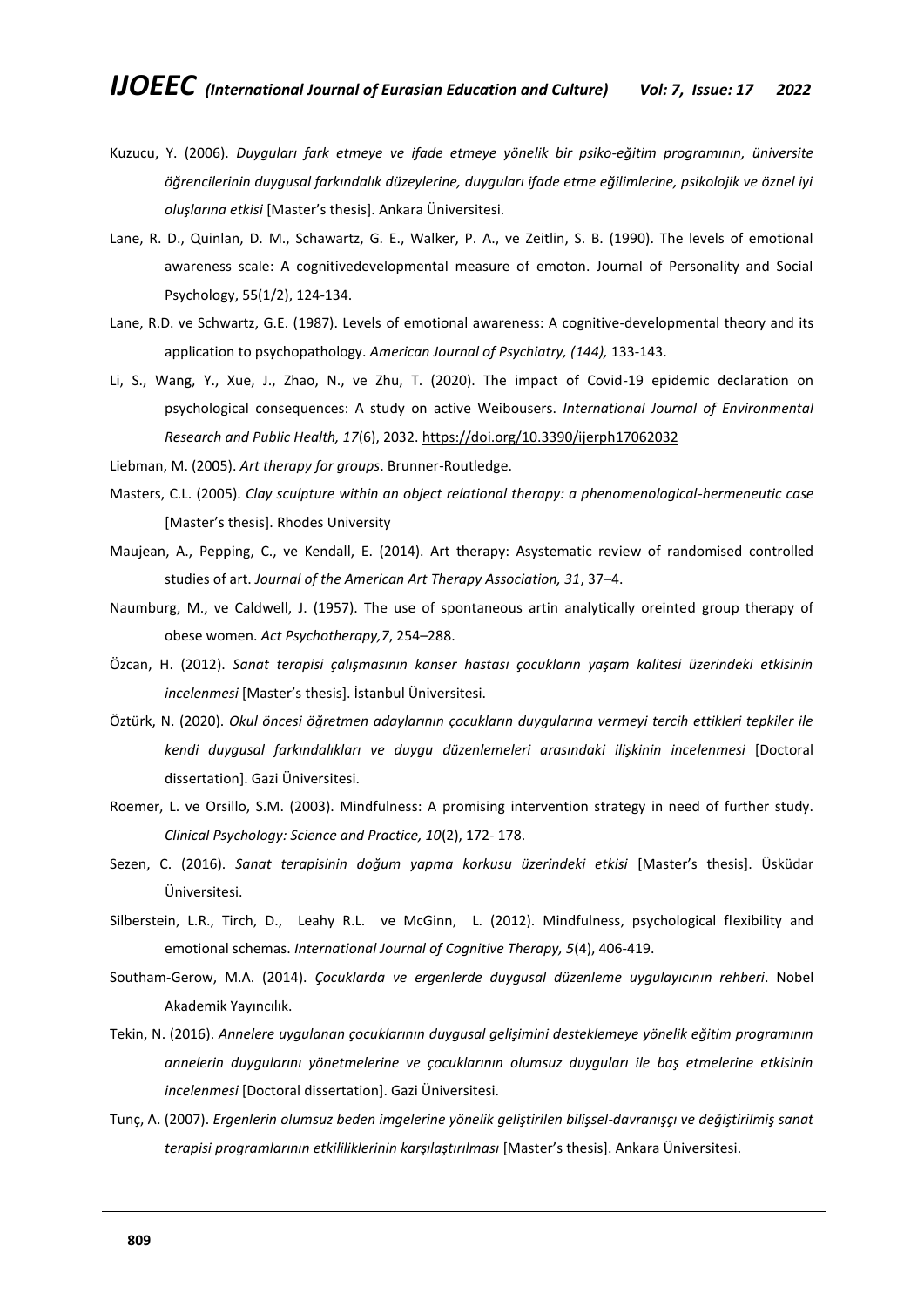Kuzucu, Y. (2006). *Duyguları fark etmeye ve ifade etmeye yönelik bir psiko-eğitim programının, üniversite öğrencilerinin duygusal farkındalık düzeylerine, duyguları ifade etme eğilimlerine, psikolojik ve öznel iyi oluşlarına etkisi* [Master's thesis]. Ankara Üniversitesi.

Lane, R. D., Quinlan, D. M., Schawartz, G. E., Walker, P. A., ve Zeitlin, S. B. (1990). The levels of emotional awareness scale: A cognitivedevelopmental measure of emoton. Journal of Personality and Social Psychology, 55(1/2), 124-134.

Lane, R.D. ve Schwartz, G.E. (1987). Levels of emotional awareness: A cognitive-developmental theory and its application to psychopathology. *American Journal of Psychiatry, (144),* 133-143.

Li, S., Wang, Y., Xue, J., Zhao, N., ve Zhu, T. (2020). The impact of Covid-19 epidemic declaration on psychological consequences: A study on active Weibousers. *International Journal of Environmental Research and Public Health, 17*(6), 2032. https://doi.org/10.3390/ijerph17062032

Liebman, M. (2005). *Art therapy for groups*. Brunner-Routledge.

Masters, C.L. (2005). *Clay sculpture within an object relational therapy: a phenomenological-hermeneutic case* [Master's thesis]. Rhodes University

Maujean, A., Pepping, C., ve Kendall, E. (2014). Art therapy: Asystematic review of randomised controlled studies of art. *Journal of the American Art Therapy Association, 31*, 37–4.

Naumburg, M., ve Caldwell, J. (1957). The use of spontaneous artin analytically oreinted group therapy of obese women. *Act Psychotherapy,7*, 254–288.

Özcan, H. (2012). *Sanat terapisi çalışmasının kanser hastası çocukların yaşam kalitesi üzerindeki etkisinin incelenmesi* [Master's thesis]. İstanbul Üniversitesi.

Öztürk, N. (2020). *Okul öncesi öğretmen adaylarının çocukların duygularına vermeyi tercih ettikleri tepkiler ile kendi duygusal farkındalıkları ve duygu düzenlemeleri arasındaki ilişkinin incelenmesi* [Doctoral dissertation]. Gazi Üniversitesi.

Roemer, L. ve Orsillo, S.M. (2003). Mindfulness: A promising intervention strategy in need of further study. *Clinical Psychology: Science and Practice, 10*(2), 172- 178.

Sezen, C. (2016). *Sanat terapisinin doğum yapma korkusu üzerindeki etkisi* [Master's thesis]. Üsküdar Üniversitesi.

Silberstein, L.R., Tirch, D., Leahy R.L. ve McGinn, L. (2012). Mindfulness, psychological flexibility and emotional schemas. *International Journal of Cognitive Therapy, 5*(4), 406-419.

Southam-Gerow, M.A. (2014). *Çocuklarda ve ergenlerde duygusal düzenleme uygulayıcının rehberi*. Nobel Akademik Yayıncılık.

Tekin, N. (2016). *Annelere uygulanan çocuklarının duygusal gelişimini desteklemeye yönelik eğitim programının annelerin duygularını yönetmelerine ve çocuklarının olumsuz duyguları ile baş etmelerine etkisinin incelenmesi* [Doctoral dissertation]. Gazi Üniversitesi.

Tunç, A. (2007). *Ergenlerin olumsuz beden imgelerine yönelik geliştirilen bilişsel-davranışçı ve değiştirilmiş sanat terapisi programlarının etkililiklerinin karşılaştırılması* [Master's thesis]. Ankara Üniversitesi.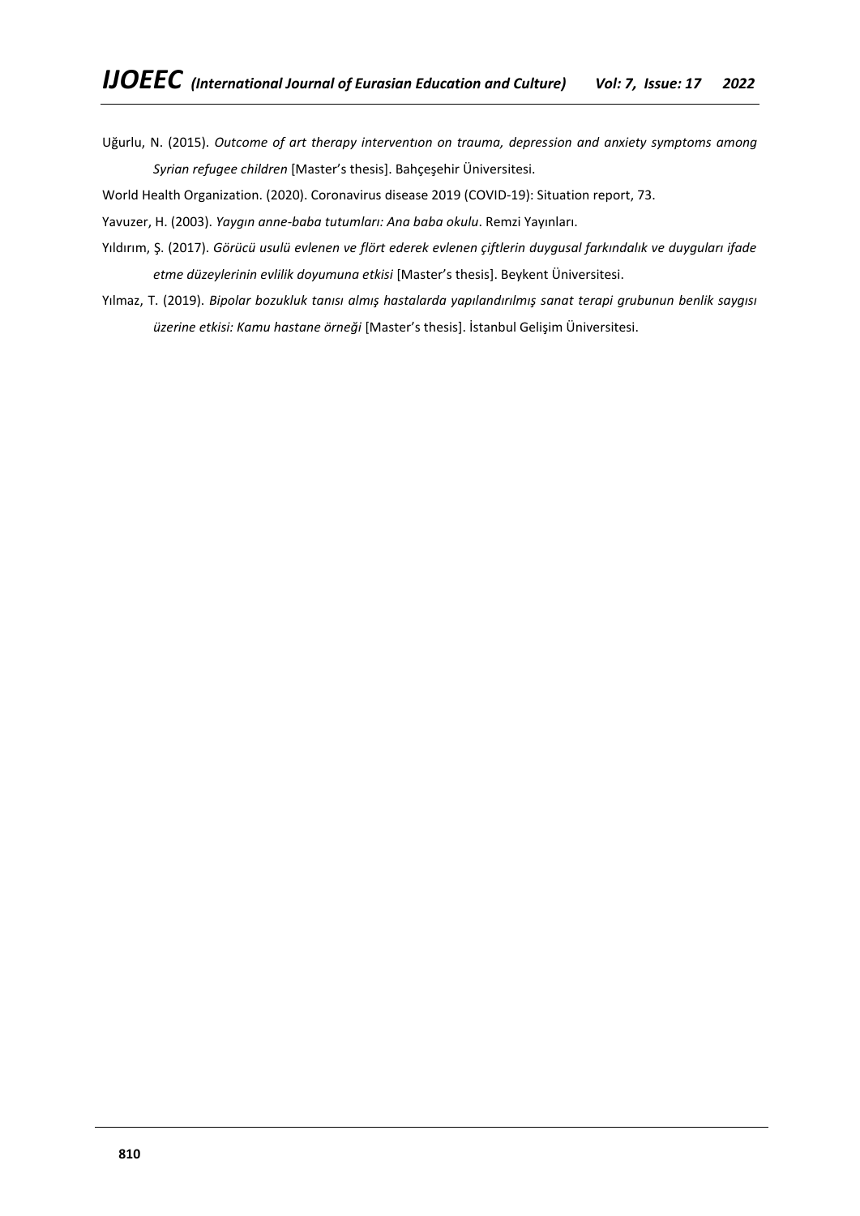Uğurlu, N. (2015). *Outcome of art therapy interventıon on trauma, depression and anxiety symptoms among Syrian refugee children* [Master's thesis]. Bahçeşehir Üniversitesi.

World Health Organization. (2020). Coronavirus disease 2019 (COVID-19): Situation report, 73.

Yavuzer, H. (2003). *Yaygın anne-baba tutumları: Ana baba okulu*. Remzi Yayınları.

Yıldırım, Ş. (2017). *Görücü usulü evlenen ve flört ederek evlenen çiftlerin duygusal farkındalık ve duyguları ifade etme düzeylerinin evlilik doyumuna etkisi* [Master's thesis]. Beykent Üniversitesi.

Yılmaz, T. (2019). *Bipolar bozukluk tanısı almış hastalarda yapılandırılmış sanat terapi grubunun benlik saygısı üzerine etkisi: Kamu hastane örneği* [Master's thesis]. İstanbul Gelişim Üniversitesi.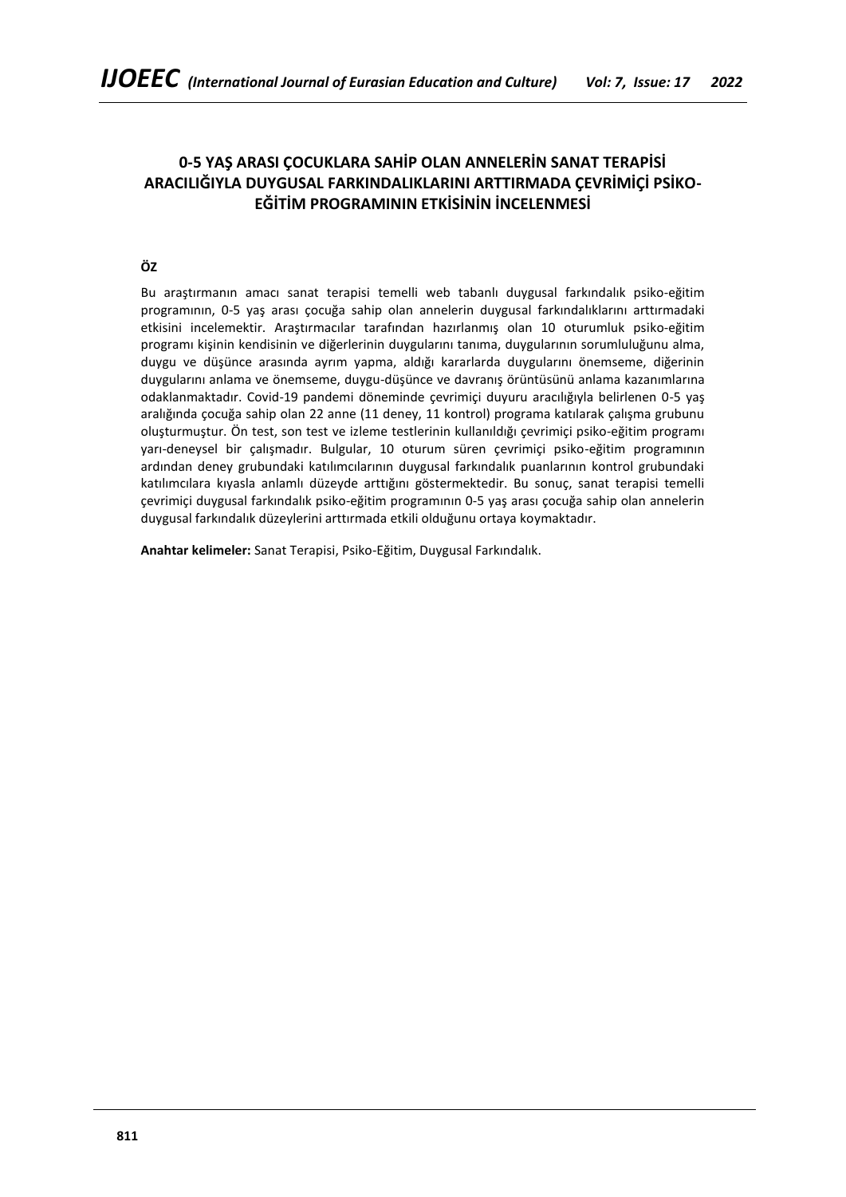# 0-5 YAŞ ARASI ÇOCUKLARA SAHİP OLAN ANNELERİN SANAT TERAPİSİ ARACILIĞIYLA DUYGUSAL FARKINDALIKLARINI ARTTIRMADA ÇEVRİMİÇİ PSİKO-EĞİTİM PROGRAMININ ETKİSİNİN İNCELENMESİ

## ÖZ

Bu araştırmanın amacı sanat terapisi temelli web tabanlı duygusal farkındalık psiko-eğitim programının, 0-5 yaş arası çocuğa sahip olan annelerin duygusal farkındalıklarını arttırmadaki etkisini incelemektir. Araştırmacılar tarafından hazırlanmış olan 10 oturumluk psiko-eğitim programı kişinin kendisinin ve diğerlerinin duygularını tanıma, duygularının sorumluluğunu alma, duygu ve düşünce arasında ayrım yapma, aldığı kararlarda duygularını önemseme, diğerinin duygularını anlama ve önemseme, duygu-düşünce ve davranış örüntüsünü anlama kazanımlarına odaklanmaktadır. Covid-19 pandemi döneminde çevrimiçi duyuru aracılığıyla belirlenen 0-5 yaş aralığında çocuğa sahip olan 22 anne (11 deney, 11 kontrol) programa katılarak çalışma grubunu oluşturmuştur. Ön test, son test ve izleme testlerinin kullanıldığı çevrimiçi psiko-eğitim programı yarı-deneysel bir çalışmadır. Bulgular, 10 oturum süren çevrimiçi psiko-eğitim programının ardından deney grubundaki katılımcılarının duygusal farkındalık puanlarının kontrol grubundaki katılımcılara kıyasla anlamlı düzeyde arttığını göstermektedir. Bu sonuç, sanat terapisi temelli çevrimiçi duygusal farkındalık psiko-eğitim programının 0-5 yaş arası çocuğa sahip olan annelerin duygusal farkındalık düzeylerini arttırmada etkili olduğunu ortaya koymaktadır.

**Anahtar kelimeler:** Sanat Terapisi, Psiko-Eğitim, Duygusal Farkındalık.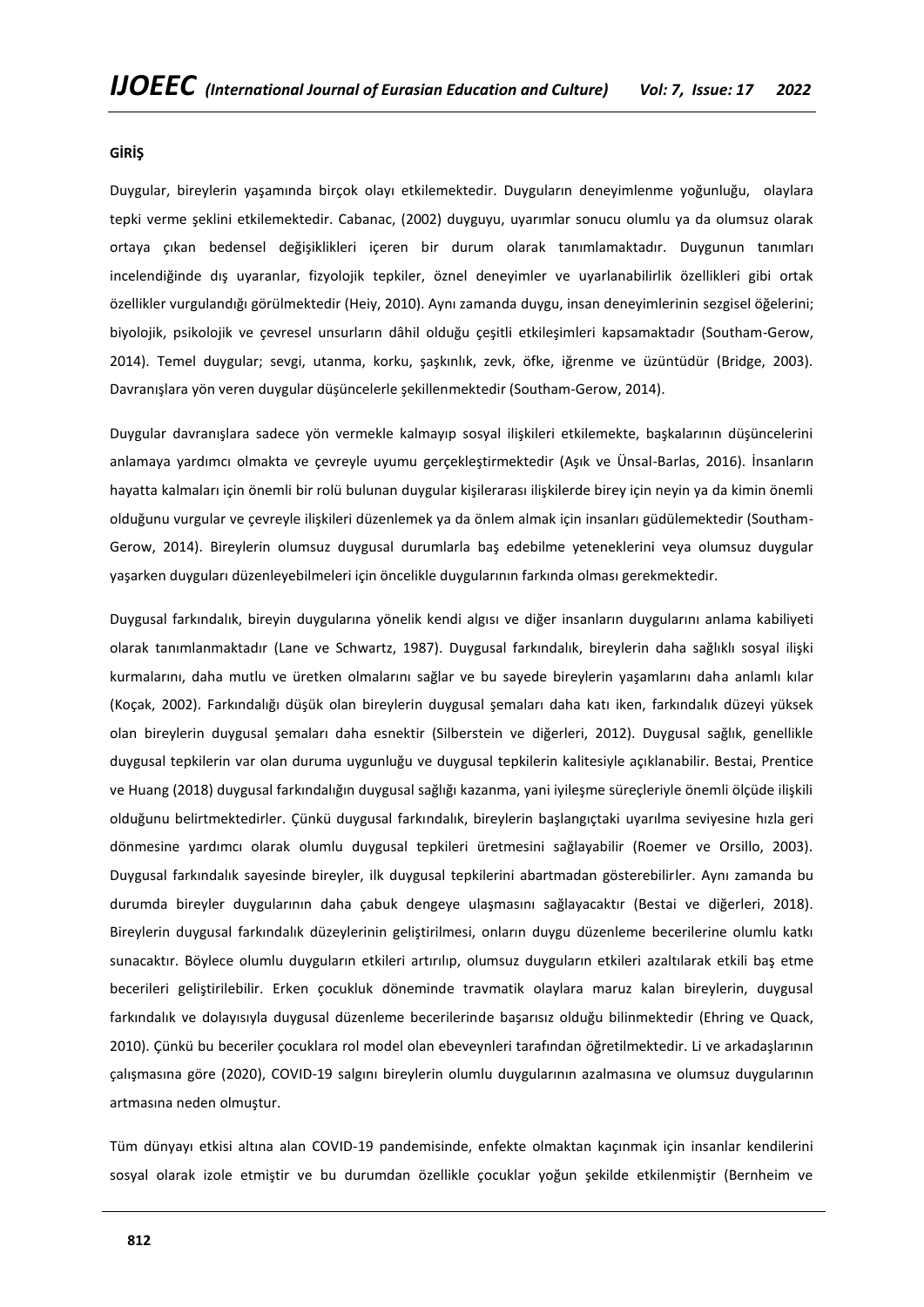**GİRİŞ**

Duygular, bireylerin yaşamında birçok olayı etkilemektedir. Duyguların deneyimlenme yoğunluğu, olaylara tepki verme şeklini etkilemektedir. Cabanac, (2002) duyguyu, uyarımlar sonucu olumlu ya da olumsuz olarak ortaya çıkan bedensel değişiklikleri içeren bir durum olarak tanımlamaktadır. Duygunun tanımları incelendiğinde dış uyaranlar, fizyolojik tepkiler, öznel deneyimler ve uyarlanabilirlik özellikleri gibi ortak özellikler vurgulandığı görülmektedir (Heiy, 2010). Aynı zamanda duygu, insan deneyimlerinin sezgisel öğelerini; biyolojik, psikolojik ve çevresel unsurların dâhil olduğu çeşitli etkileşimleri kapsamaktadır (Southam-Gerow, 2014). Temel duygular; sevgi, utanma, korku, şaşkınlık, zevk, öfke, iğrenme ve üzüntüdür (Bridge, 2003). Davranışlara yön veren duygular düşüncelerle şekillenmektedir (Southam-Gerow, 2014).

Duygular davranışlara sadece yön vermekle kalmayıp sosyal ilişkileri etkilemekte, başkalarının düşüncelerini anlamaya yardımcı olmakta ve çevreyle uyumu gerçekleştirmektedir (Aşık ve Ünsal-Barlas, 2016). İnsanların hayatta kalmaları için önemli bir rolü bulunan duygular kişilerarası ilişkilerde birey için neyin ya da kimin önemli olduğunu vurgular ve çevreyle ilişkileri düzenlemek ya da önlem almak için insanları güdülemektedir (Southam-Gerow, 2014). Bireylerin olumsuz duygusal durumlarla baş edebilme yeteneklerini veya olumsuz duygular yaşarken duyguları düzenleyebilmeleri için öncelikle duygularının farkında olması gerekmektedir.

Duygusal farkındalık, bireyin duygularına yönelik kendi algısı ve diğer insanların duygularını anlama kabiliyeti olarak tanımlanmaktadır (Lane ve Schwartz, 1987). Duygusal farkındalık, bireylerin daha sağlıklı sosyal ilişki kurmalarını, daha mutlu ve üretken olmalarını sağlar ve bu sayede bireylerin yaşamlarını daha anlamlı kılar (Koçak, 2002). Farkındalığı düşük olan bireylerin duygusal şemaları daha katı iken, farkındalık düzeyi yüksek olan bireylerin duygusal şemaları daha esnektir (Silberstein ve diğerleri, 2012). Duygusal sağlık, genellikle duygusal tepkilerin var olan duruma uygunluğu ve duygusal tepkilerin kalitesiyle açıklanabilir. Bestai, Prentice ve Huang (2018) duygusal farkındalığın duygusal sağlığı kazanma, yani iyileşme süreçleriyle önemli ölçüde ilişkili olduğunu belirtmektedirler. Çünkü duygusal farkındalık, bireylerin başlangıçtaki uyarılma seviyesine hızla geri dönmesine yardımcı olarak olumlu duygusal tepkileri üretmesini sağlayabilir (Roemer ve Orsillo, 2003). Duygusal farkındalık sayesinde bireyler, ilk duygusal tepkilerini abartmadan gösterebilirler. Aynı zamanda bu durumda bireyler duygularının daha çabuk dengeye ulaşmasını sağlayacaktır (Bestai ve diğerleri, 2018). Bireylerin duygusal farkındalık düzeylerinin geliştirilmesi, onların duygu düzenleme becerilerine olumlu katkı sunacaktır. Böylece olumlu duyguların etkileri artırılıp, olumsuz duyguların etkileri azaltılarak etkili baş etme becerileri geliştirilebilir. Erken çocukluk döneminde travmatik olaylara maruz kalan bireylerin, duygusal farkındalık ve dolayısıyla duygusal düzenleme becerilerinde başarısız olduğu bilinmektedir (Ehring ve Quack, 2010). Çünkü bu beceriler çocuklara rol model olan ebeveynleri tarafından öğretilmektedir. Li ve arkadaşlarının çalışmasına göre (2020), COVID-19 salgını bireylerin olumlu duygularının azalmasına ve olumsuz duygularının artmasına neden olmuştur.

Tüm dünyayı etkisi altına alan COVID-19 pandemisinde, enfekte olmaktan kaçınmak için insanlar kendilerini sosyal olarak izole etmiştir ve bu durumdan özellikle çocuklar yoğun şekilde etkilenmiştir (Bernheim ve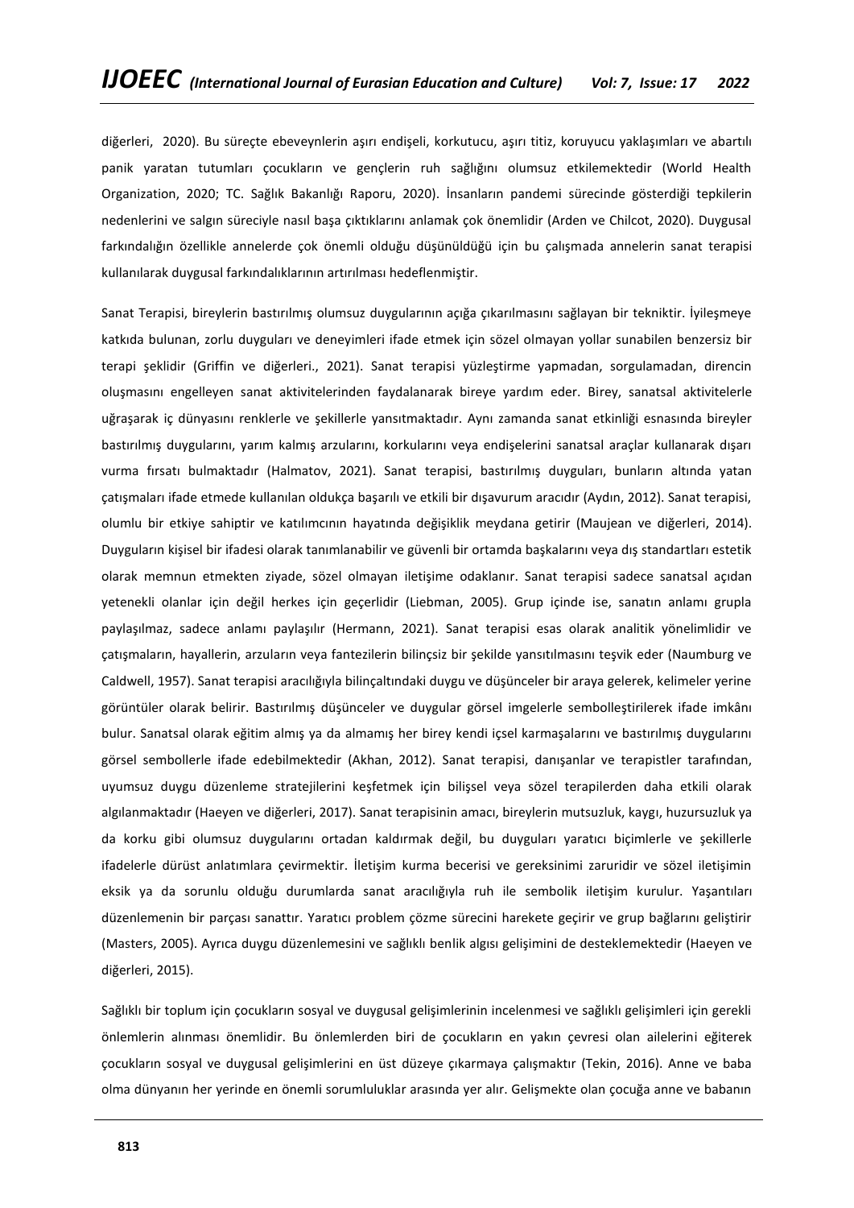diğerleri, 2020). Bu süreçte ebeveynlerin aşırı endişeli, korkutucu, aşırı titiz, koruyucu yaklaşımları ve abartılı panik yaratan tutumları çocukların ve gençlerin ruh sağlığını olumsuz etkilemektedir (World Health Organization, 2020; TC. Sağlık Bakanlığı Raporu, 2020). İnsanların pandemi sürecinde gösterdiği tepkilerin nedenlerini ve salgın süreciyle nasıl başa çıktıklarını anlamak çok önemlidir (Arden ve Chilcot, 2020). Duygusal farkındalığın özellikle annelerde çok önemli olduğu düşünüldüğü için bu çalışmada annelerin sanat terapisi kullanılarak duygusal farkındalıklarının artırılması hedeflenmiştir.

Sanat Terapisi, bireylerin bastırılmış olumsuz duygularının açığa çıkarılmasını sağlayan bir tekniktir. İyileşmeye katkıda bulunan, zorlu duyguları ve deneyimleri ifade etmek için sözel olmayan yollar sunabilen benzersiz bir terapi şeklidir (Griffin ve diğerleri., 2021). Sanat terapisi yüzleştirme yapmadan, sorgulamadan, direncin oluşmasını engelleyen sanat aktivitelerinden faydalanarak bireye yardım eder. Birey, sanatsal aktivitelerle uğraşarak iç dünyasını renklerle ve şekillerle yansıtmaktadır. Aynı zamanda sanat etkinliği esnasında bireyler bastırılmış duygularını, yarım kalmış arzularını, korkularını veya endişelerini sanatsal araçlar kullanarak dışarı vurma fırsatı bulmaktadır (Halmatov, 2021). Sanat terapisi, bastırılmış duyguları, bunların altında yatan çatışmaları ifade etmede kullanılan oldukça başarılı ve etkili bir dışavurum aracıdır (Aydın, 2012). Sanat terapisi, olumlu bir etkiye sahiptir ve katılımcının hayatında değişiklik meydana getirir (Maujean ve diğerleri, 2014). Duyguların kişisel bir ifadesi olarak tanımlanabilir ve güvenli bir ortamda başkalarını veya dış standartları estetik olarak memnun etmekten ziyade, sözel olmayan iletişime odaklanır. Sanat terapisi sadece sanatsal açıdan yetenekli olanlar için değil herkes için geçerlidir (Liebman, 2005). Grup içinde ise, sanatın anlamı grupla paylaşılmaz, sadece anlamı paylaşılır (Hermann, 2021). Sanat terapisi esas olarak analitik yönelimlidir ve çatışmaların, hayallerin, arzuların veya fantezilerin bilinçsiz bir şekilde yansıtılmasını teşvik eder (Naumburg ve Caldwell, 1957). Sanat terapisi aracılığıyla bilinçaltındaki duygu ve düşünceler bir araya gelerek, kelimeler yerine görüntüler olarak belirir. Bastırılmış düşünceler ve duygular görsel imgelerle sembolleştirilerek ifade imkânı bulur. Sanatsal olarak eğitim almış ya da almamış her birey kendi içsel karmaşalarını ve bastırılmış duygularını görsel sembollerle ifade edebilmektedir (Akhan, 2012). Sanat terapisi, danışanlar ve terapistler tarafından, uyumsuz duygu düzenleme stratejilerini keşfetmek için bilişsel veya sözel terapilerden daha etkili olarak algılanmaktadır (Haeyen ve diğerleri, 2017). Sanat terapisinin amacı, bireylerin mutsuzluk, kaygı, huzursuzluk ya da korku gibi olumsuz duygularını ortadan kaldırmak değil, bu duyguları yaratıcı biçimlerle ve şekillerle ifadelerle dürüst anlatımlara çevirmektir. İletişim kurma becerisi ve gereksinimi zaruridir ve sözel iletişimin eksik ya da sorunlu olduğu durumlarda sanat aracılığıyla ruh ile sembolik iletişim kurulur. Yaşantıları düzenlemenin bir parçası sanattır. Yaratıcı problem çözme sürecini harekete geçirir ve grup bağlarını geliştirir (Masters, 2005). Ayrıca duygu düzenlemesini ve sağlıklı benlik algısı gelişimini de desteklemektedir (Haeyen ve diğerleri, 2015).

Sağlıklı bir toplum için çocukların sosyal ve duygusal gelişimlerinin incelenmesi ve sağlıklı gelişimleri için gerekli önlemlerin alınması önemlidir. Bu önlemlerden biri de çocukların en yakın çevresi olan ailelerini eğiterek çocukların sosyal ve duygusal gelişimlerini en üst düzeye çıkarmaya çalışmaktır (Tekin, 2016). Anne ve baba olma dünyanın her yerinde en önemli sorumluluklar arasında yer alır. Gelişmekte olan çocuğa anne ve babanın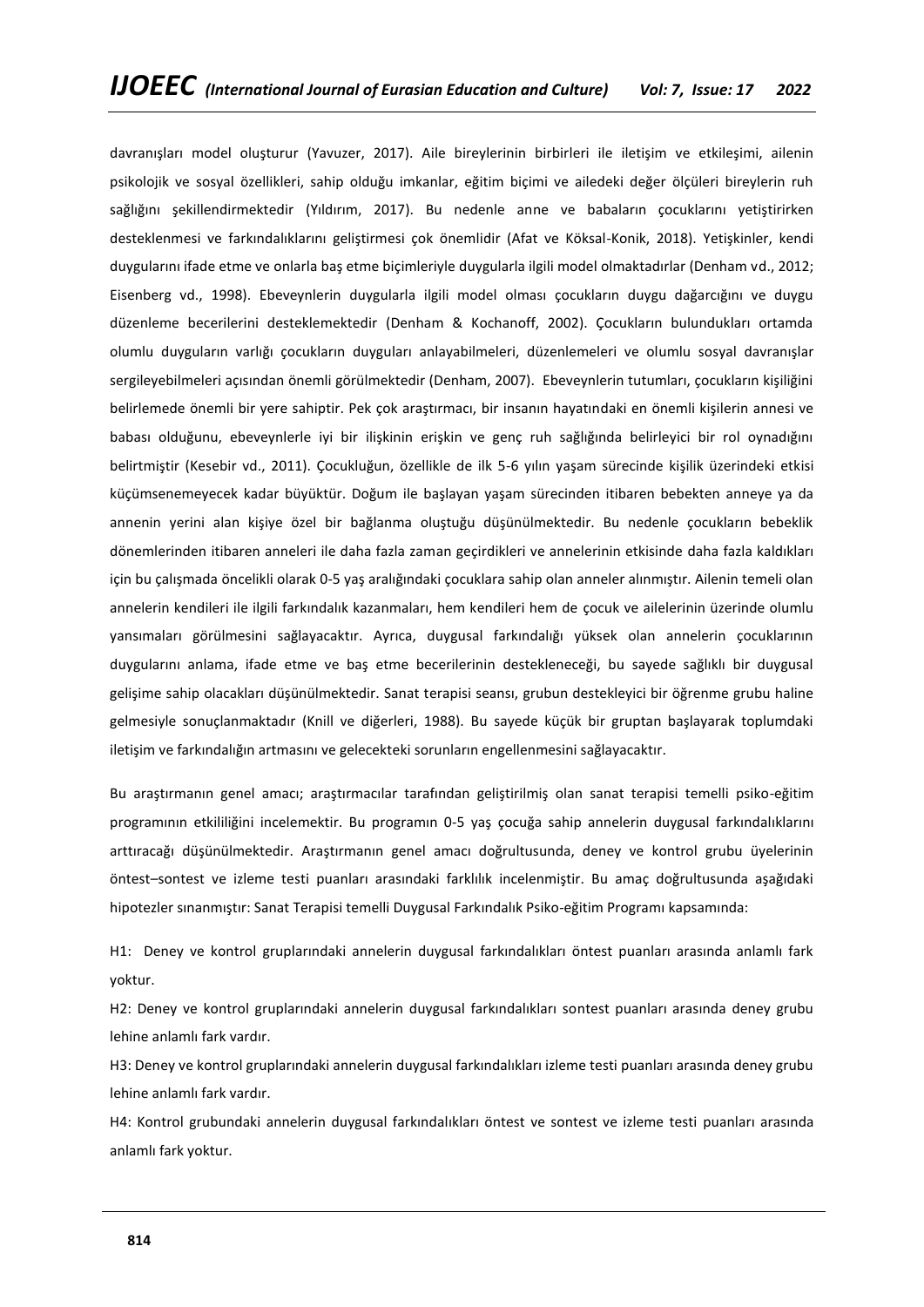davranışları model oluşturur (Yavuzer, 2017). Aile bireylerinin birbirleri ile iletişim ve etkileşimi, ailenin psikolojik ve sosyal özellikleri, sahip olduğu imkanlar, eğitim biçimi ve ailedeki değer ölçüleri bireylerin ruh sağlığını şekillendirmektedir (Yıldırım, 2017). Bu nedenle anne ve babaların çocuklarını yetiştirirken desteklenmesi ve farkındalıklarını geliştirmesi çok önemlidir (Afat ve Köksal-Konik, 2018). Yetişkinler, kendi duygularını ifade etme ve onlarla baş etme biçimleriyle duygularla ilgili model olmaktadırlar (Denham vd., 2012; Eisenberg vd., 1998). Ebeveynlerin duygularla ilgili model olması çocukların duygu dağarcığını ve duygu düzenleme becerilerini desteklemektedir (Denham & Kochanoff, 2002). Çocukların bulundukları ortamda olumlu duyguların varlığı çocukların duyguları anlayabilmeleri, düzenlemeleri ve olumlu sosyal davranışlar sergileyebilmeleri açısından önemli görülmektedir (Denham, 2007). Ebeveynlerin tutumları, çocukların kişiliğini belirlemede önemli bir yere sahiptir. Pek çok araştırmacı, bir insanın hayatındaki en önemli kişilerin annesi ve babası olduğunu, ebeveynlerle iyi bir ilişkinin erişkin ve genç ruh sağlığında belirleyici bir rol oynadığını belirtmiştir (Kesebir vd., 2011). Çocukluğun, özellikle de ilk 5-6 yılın yaşam sürecinde kişilik üzerindeki etkisi küçümsenemeyecek kadar büyüktür. Doğum ile başlayan yaşam sürecinden itibaren bebekten anneye ya da annenin yerini alan kişiye özel bir bağlanma oluştuğu düşünülmektedir. Bu nedenle çocukların bebeklik dönemlerinden itibaren anneleri ile daha fazla zaman geçirdikleri ve annelerinin etkisinde daha fazla kaldıkları için bu çalışmada öncelikli olarak 0-5 yaş aralığındaki çocuklara sahip olan anneler alınmıştır. Ailenin temeli olan annelerin kendileri ile ilgili farkındalık kazanmaları, hem kendileri hem de çocuk ve ailelerinin üzerinde olumlu yansımaları görülmesini sağlayacaktır. Ayrıca, duygusal farkındalığı yüksek olan annelerin çocuklarının duygularını anlama, ifade etme ve baş etme becerilerinin destekleneceği, bu sayede sağlıklı bir duygusal gelişime sahip olacakları düşünülmektedir. Sanat terapisi seansı, grubun destekleyici bir öğrenme grubu haline gelmesiyle sonuçlanmaktadır (Knill ve diğerleri, 1988). Bu sayede küçük bir gruptan başlayarak toplumdaki iletişim ve farkındalığın artmasını ve gelecekteki sorunların engellenmesini sağlayacaktır.

Bu araştırmanın genel amacı; araştırmacılar tarafından geliştirilmiş olan sanat terapisi temelli psiko-eğitim programının etkililiğini incelemektir. Bu programın 0-5 yaş çocuğa sahip annelerin duygusal farkındalıklarını arttıracağı düşünülmektedir. Araştırmanın genel amacı doğrultusunda, deney ve kontrol grubu üyelerinin öntest–sontest ve izleme testi puanları arasındaki farklılık incelenmiştir. Bu amaç doğrultusunda aşağıdaki hipotezler sınanmıştır: Sanat Terapisi temelli Duygusal Farkındalık Psiko-eğitim Programı kapsamında:

H1: Deney ve kontrol gruplarındaki annelerin duygusal farkındalıkları öntest puanları arasında anlamlı fark yoktur.

H2: Deney ve kontrol gruplarındaki annelerin duygusal farkındalıkları sontest puanları arasında deney grubu lehine anlamlı fark vardır.

H3: Deney ve kontrol gruplarındaki annelerin duygusal farkındalıkları izleme testi puanları arasında deney grubu lehine anlamlı fark vardır.

H4: Kontrol grubundaki annelerin duygusal farkındalıkları öntest ve sontest ve izleme testi puanları arasında anlamlı fark yoktur.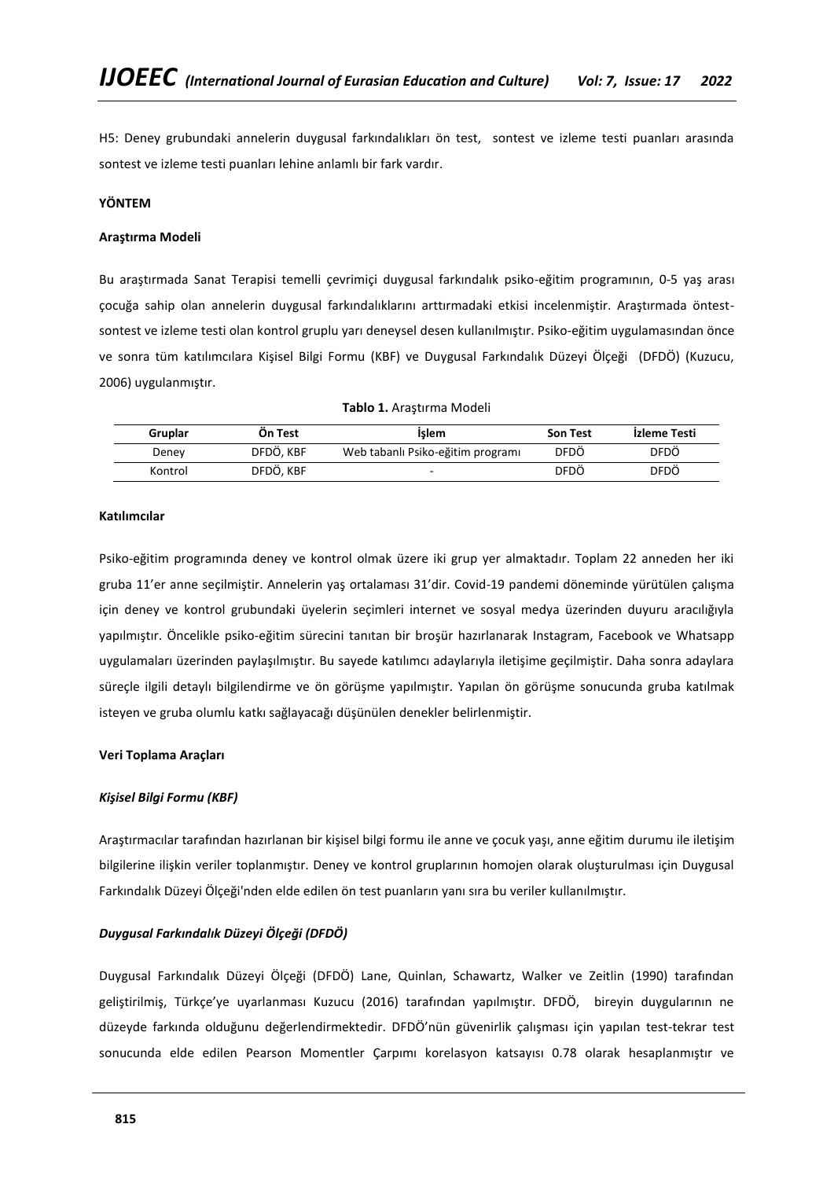H5: Deney grubundaki annelerin duygusal farkındalıkları ön test, sontest ve izleme testi puanları arasında sontest ve izleme testi puanları lehine anlamlı bir fark vardır.

## YÖNTEM

### Araştırma Modeli

Bu araştırmada Sanat Terapisi temelli çevrimiçi duygusal farkındalık psiko-eğitim programının, 0-5 yaş arası çocuğa sahip olan annelerin duygusal farkındalıklarını arttırmadaki etkisi incelenmiştir. Araştırmada öntest-sontest ve izleme testi olan kontrol gruplu yarı deneysel desen kullanılmıştır. Psiko-eğitim uygulamasından önce ve sonra tüm katılımcılara Kişisel Bilgi Formu (KBF) ve Duygusal Farkındalık Düzeyi Ölçeği (DFDÖ) (Kuzucu, 2006) uygulanmıştır.

**Tablo 1.** Araştırma Modeli

| Gruplar | Ön Test | İşlem | Son Test | İzleme Testi |
|---|---|---|---|---|
| Deney | DFDÖ, KBF | Web tabanlı Psiko-eğitim programı | DFDÖ | DFDÖ |
| Kontrol | DFDÖ, KBF | - | DFDÖ | DFDÖ |

### Katılımcılar

Psiko-eğitim programında deney ve kontrol olmak üzere iki grup yer almaktadır. Toplam 22 anneden her iki gruba 11'er anne seçilmiştir. Annelerin yaş ortalaması 31'dir. Covid-19 pandemi döneminde yürütülen çalışma için deney ve kontrol grubundaki üyelerin seçimleri internet ve sosyal medya üzerinden duyuru aracılığıyla yapılmıştır. Öncelikle psiko-eğitim sürecini tanıtan bir broşür hazırlanarak Instagram, Facebook ve Whatsapp uygulamaları üzerinden paylaşılmıştır. Bu sayede katılımcı adaylarıyla iletişime geçilmiştir. Daha sonra adaylara süreçle ilgili detaylı bilgilendirme ve ön görüşme yapılmıştır. Yapılan ön görüşme sonucunda gruba katılmak isteyen ve gruba olumlu katkı sağlayacağı düşünülen denekler belirlenmiştir.

### Veri Toplama Araçları

#### *Kişisel Bilgi Formu (KBF)*

Araştırmacılar tarafından hazırlanan bir kişisel bilgi formu ile anne ve çocuk yaşı, anne eğitim durumu ile iletişim bilgilerine ilişkin veriler toplanmıştır. Deney ve kontrol gruplarının homojen olarak oluşturulması için Duygusal Farkındalık Düzeyi Ölçeği'nden elde edilen ön test puanların yanı sıra bu veriler kullanılmıştır.

#### *Duygusal Farkındalık Düzeyi Ölçeği (DFDÖ)*

Duygusal Farkındalık Düzeyi Ölçeği (DFDÖ) Lane, Quinlan, Schawartz, Walker ve Zeitlin (1990) tarafından geliştirilmiş, Türkçe'ye uyarlanması Kuzucu (2016) tarafından yapılmıştır. DFDÖ, bireyin duygularının ne düzeyde farkında olduğunu değerlendirmektedir. DFDÖ'nün güvenirlik çalışması için yapılan test-tekrar test sonucunda elde edilen Pearson Momentler Çarpımı korelasyon katsayısı 0.78 olarak hesaplanmıştır ve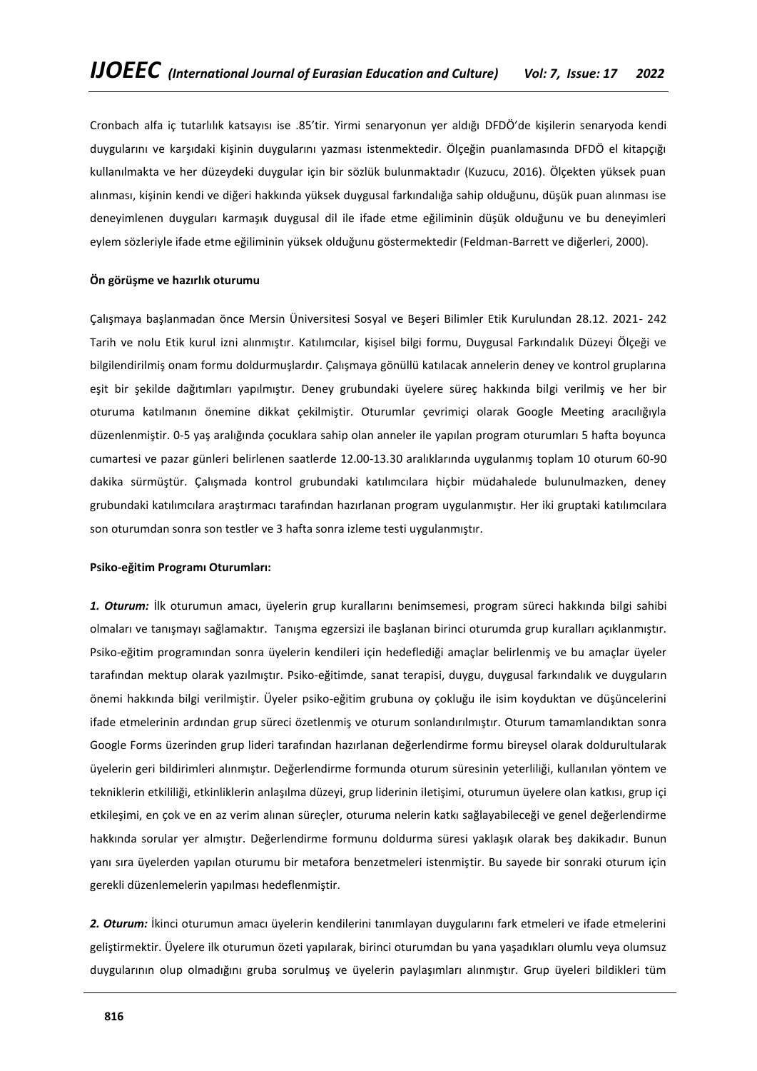Cronbach alfa iç tutarlılık katsayısı ise .85'tir. Yirmi senaryonun yer aldığı DFDÖ'de kişilerin senaryoda kendi duygularını ve karşıdaki kişinin duygularını yazması istenmektedir. Ölçeğin puanlamasında DFDÖ el kitapçığı kullanılmakta ve her düzeydeki duygular için bir sözlük bulunmaktadır (Kuzucu, 2016). Ölçekten yüksek puan alınması, kişinin kendi ve diğeri hakkında yüksek duygusal farkındalığa sahip olduğunu, düşük puan alınması ise deneyimlenen duyguları karmaşık duygusal dil ile ifade etme eğiliminin düşük olduğunu ve bu deneyimleri eylem sözleriyle ifade etme eğiliminin yüksek olduğunu göstermektedir (Feldman-Barrett ve diğerleri, 2000).

**Ön görüşme ve hazırlık oturumu**

Çalışmaya başlanmadan önce Mersin Üniversitesi Sosyal ve Beşeri Bilimler Etik Kurulundan 28.12. 2021- 242 Tarih ve nolu Etik kurul izni alınmıştır. Katılımcılar, kişisel bilgi formu, Duygusal Farkındalık Düzeyi Ölçeği ve bilgilendirilmiş onam formu doldurmuşlardır. Çalışmaya gönüllü katılacak annelerin deney ve kontrol gruplarına eşit bir şekilde dağıtımları yapılmıştır. Deney grubundaki üyelere süreç hakkında bilgi verilmiş ve her bir oturuma katılmanın önemine dikkat çekilmiştir. Oturumlar çevrimiçi olarak Google Meeting aracılığıyla düzenlenmiştir. 0-5 yaş aralığında çocuklara sahip olan anneler ile yapılan program oturumları 5 hafta boyunca cumartesi ve pazar günleri belirlenen saatlerde 12.00-13.30 aralıklarında uygulanmış toplam 10 oturum 60-90 dakika sürmüştür. Çalışmada kontrol grubundaki katılımcılara hiçbir müdahalede bulunulmazken, deney grubundaki katılımcılara araştırmacı tarafından hazırlanan program uygulanmıştır. Her iki gruptaki katılımcılara son oturumdan sonra son testler ve 3 hafta sonra izleme testi uygulanmıştır.

**Psiko-eğitim Programı Oturumları:**

***1. Oturum:*** İlk oturumun amacı, üyelerin grup kurallarını benimsemesi, program süreci hakkında bilgi sahibi olmaları ve tanışmayı sağlamaktır. Tanışma egzersizi ile başlanan birinci oturumda grup kuralları açıklanmıştır. Psiko-eğitim programından sonra üyelerin kendileri için hedeflediği amaçlar belirlenmiş ve bu amaçlar üyeler tarafından mektup olarak yazılmıştır. Psiko-eğitimde, sanat terapisi, duygu, duygusal farkındalık ve duyguların önemi hakkında bilgi verilmiştir. Üyeler psiko-eğitim grubuna oy çokluğu ile isim koyduktan ve düşüncelerini ifade etmelerinin ardından grup süreci özetlenmiş ve oturum sonlandırılmıştır. Oturum tamamlandıktan sonra Google Forms üzerinden grup lideri tarafından hazırlanan değerlendirme formu bireysel olarak doldurultularak üyelerin geri bildirimleri alınmıştır. Değerlendirme formunda oturum süresinin yeterliliği, kullanılan yöntem ve tekniklerin etkililiği, etkinliklerin anlaşılma düzeyi, grup liderinin iletişimi, oturumun üyelere olan katkısı, grup içi etkileşimi, en çok ve en az verim alınan süreçler, oturuma nelerin katkı sağlayabileceği ve genel değerlendirme hakkında sorular yer almıştır. Değerlendirme formunu doldurma süresi yaklaşık olarak beş dakikadır. Bunun yanı sıra üyelerden yapılan oturumu bir metafora benzetmeleri istenmiştir. Bu sayede bir sonraki oturum için gerekli düzenlemelerin yapılması hedeflenmiştir.

***2. Oturum:*** İkinci oturumun amacı üyelerin kendilerini tanımlayan duygularını fark etmeleri ve ifade etmelerini geliştirmektir. Üyelere ilk oturumun özeti yapılarak, birinci oturumdan bu yana yaşadıkları olumlu veya olumsuz duygularının olup olmadığını gruba sorulmuş ve üyelerin paylaşımları alınmıştır. Grup üyeleri bildikleri tüm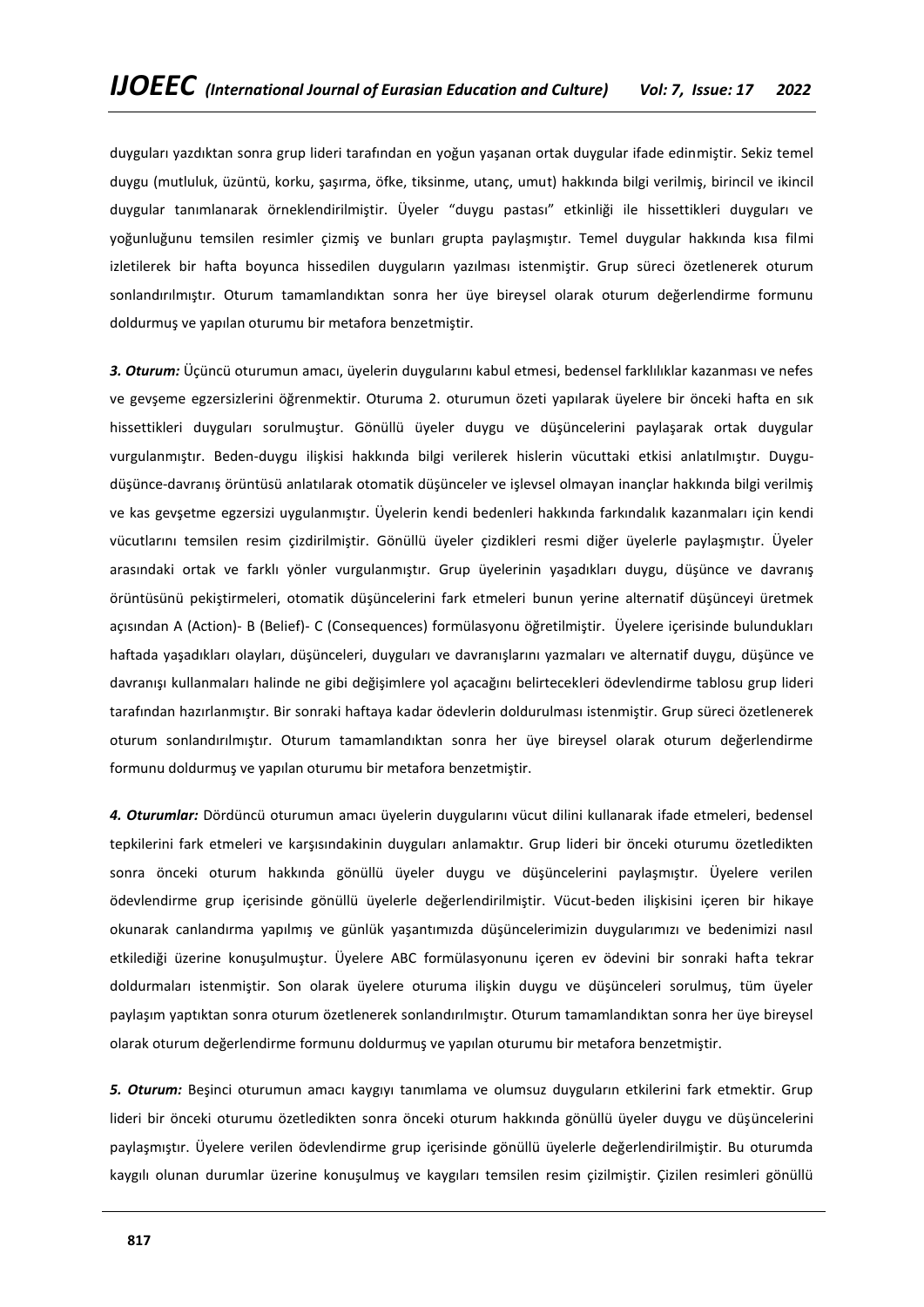duyguları yazdıktan sonra grup lideri tarafından en yoğun yaşanan ortak duygular ifade edinmiştir. Sekiz temel duygu (mutluluk, üzüntü, korku, şaşırma, öfke, tiksinme, utanç, umut) hakkında bilgi verilmiş, birincil ve ikincil duygular tanımlanarak örneklendirilmiştir. Üyeler "duygu pastası" etkinliği ile hissettikleri duyguları ve yoğunluğunu temsilen resimler çizmiş ve bunları grupta paylaşmıştır. Temel duygular hakkında kısa filmi izletilerek bir hafta boyunca hissedilen duyguların yazılması istenmiştir. Grup süreci özetlenerek oturum sonlandırılmıştır. Oturum tamamlandıktan sonra her üye bireysel olarak oturum değerlendirme formunu doldurmuş ve yapılan oturumu bir metafora benzetmiştir.

***3. Oturum:*** Üçüncü oturumun amacı, üyelerin duygularını kabul etmesi, bedensel farklılıklar kazanması ve nefes ve gevşeme egzersizlerini öğrenmektir. Oturuma 2. oturumun özeti yapılarak üyelere bir önceki hafta en sık hissettikleri duyguları sorulmuştur. Gönüllü üyeler duygu ve düşüncelerini paylaşarak ortak duygular vurgulanmıştır. Beden-duygu ilişkisi hakkında bilgi verilerek hislerin vücuttaki etkisi anlatılmıştır. Duygu-düşünce-davranış örüntüsü anlatılarak otomatik düşünceler ve işlevsel olmayan inançlar hakkında bilgi verilmiş ve kas gevşetme egzersizi uygulanmıştır. Üyelerin kendi bedenleri hakkında farkındalık kazanmaları için kendi vücutlarını temsilen resim çizdirilmiştir. Gönüllü üyeler çizdikleri resmi diğer üyelerle paylaşmıştır. Üyeler arasındaki ortak ve farklı yönler vurgulanmıştır. Grup üyelerinin yaşadıkları duygu, düşünce ve davranış örüntüsünü pekiştirmeleri, otomatik düşüncelerini fark etmeleri bunun yerine alternatif düşünceyi üretmek açısından A (Action)- B (Belief)- C (Consequences) formülasyonu öğretilmiştir. Üyelere içerisinde bulundukları haftada yaşadıkları olayları, düşünceleri, duyguları ve davranışlarını yazmaları ve alternatif duygu, düşünce ve davranışı kullanmaları halinde ne gibi değişimlere yol açacağını belirtecekleri ödevlendirme tablosu grup lideri tarafından hazırlanmıştır. Bir sonraki haftaya kadar ödevlerin doldurulması istenmiştir. Grup süreci özetlenerek oturum sonlandırılmıştır. Oturum tamamlandıktan sonra her üye bireysel olarak oturum değerlendirme formunu doldurmuş ve yapılan oturumu bir metafora benzetmiştir.

***4. Oturumlar:*** Dördüncü oturumun amacı üyelerin duygularını vücut dilini kullanarak ifade etmeleri, bedensel tepkilerini fark etmeleri ve karşısındakinin duyguları anlamaktır. Grup lideri bir önceki oturumu özetledikten sonra önceki oturum hakkında gönüllü üyeler duygu ve düşüncelerini paylaşmıştır. Üyelere verilen ödevlendirme grup içerisinde gönüllü üyelerle değerlendirilmiştir. Vücut-beden ilişkisini içeren bir hikaye okunarak canlandırma yapılmış ve günlük yaşantımızda düşüncelerimizin duygularımızı ve bedenimizi nasıl etkilediği üzerine konuşulmuştur. Üyelere ABC formülasyonunu içeren ev ödevini bir sonraki hafta tekrar doldurmaları istenmiştir. Son olarak üyelere oturuma ilişkin duygu ve düşünceleri sorulmuş, tüm üyeler paylaşım yaptıktan sonra oturum özetlenerek sonlandırılmıştır. Oturum tamamlandıktan sonra her üye bireysel olarak oturum değerlendirme formunu doldurmuş ve yapılan oturumu bir metafora benzetmiştir.

***5. Oturum:*** Beşinci oturumun amacı kaygıyı tanımlama ve olumsuz duyguların etkilerini fark etmektir. Grup lideri bir önceki oturumu özetledikten sonra önceki oturum hakkında gönüllü üyeler duygu ve düşüncelerini paylaşmıştır. Üyelere verilen ödevlendirme grup içerisinde gönüllü üyelerle değerlendirilmiştir. Bu oturumda kaygılı olunan durumlar üzerine konuşulmuş ve kaygıları temsilen resim çizilmiştir. Çizilen resimleri gönüllü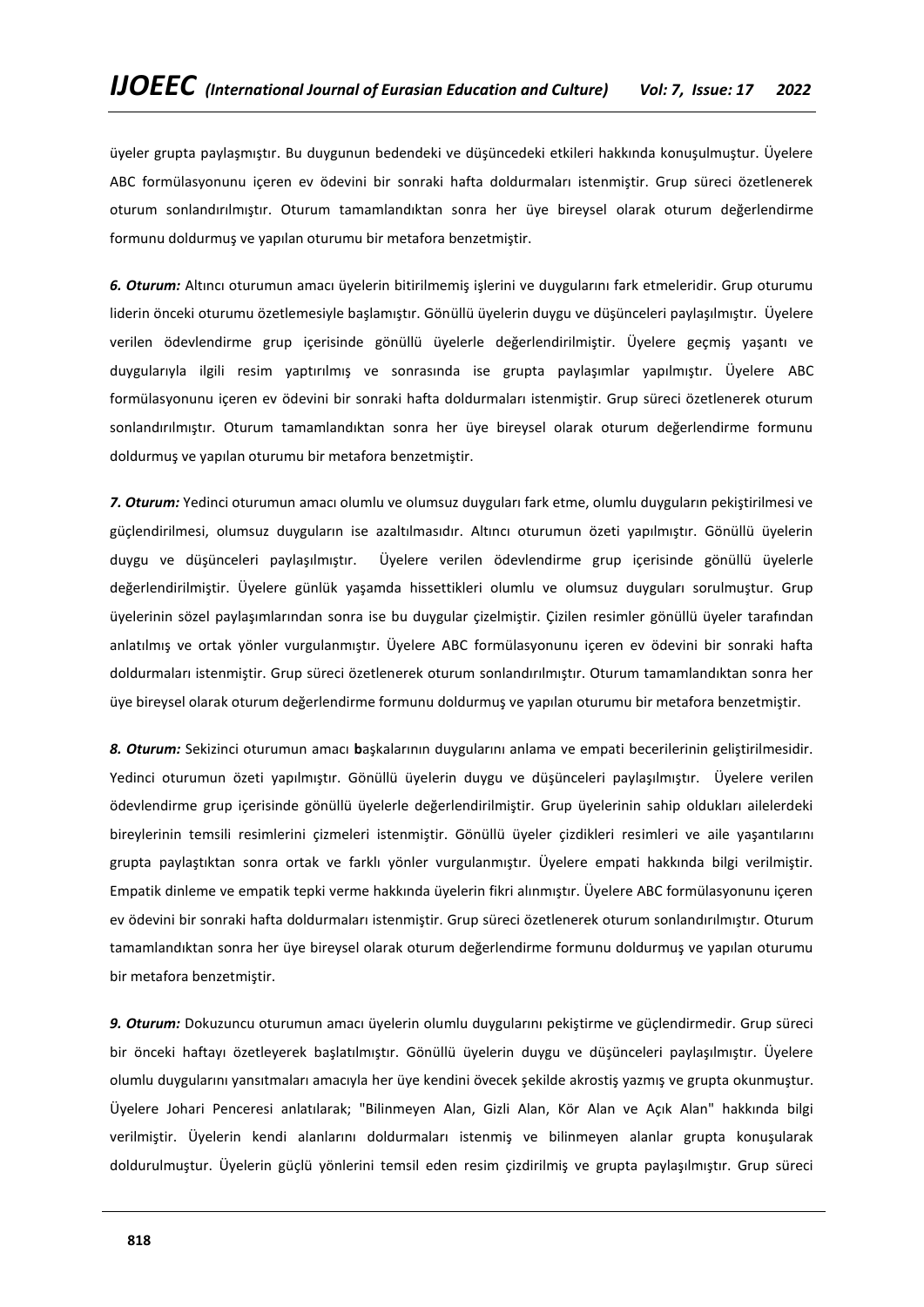üyeler grupta paylaşmıştır. Bu duygunun bedendeki ve düşüncedeki etkileri hakkında konuşulmuştur. Üyelere ABC formülasyonunu içeren ev ödevini bir sonraki hafta doldurmaları istenmiştir. Grup süreci özetlenerek oturum sonlandırılmıştır. Oturum tamamlandıktan sonra her üye bireysel olarak oturum değerlendirme formunu doldurmuş ve yapılan oturumu bir metafora benzetmiştir.

***6. Oturum:*** Altıncı oturumun amacı üyelerin bitirilmemiş işlerini ve duygularını fark etmeleridir. Grup oturumu liderin önceki oturumu özetlemesiyle başlamıştır. Gönüllü üyelerin duygu ve düşünceleri paylaşılmıştır. Üyelere verilen ödevlendirme grup içerisinde gönüllü üyelerle değerlendirilmiştir. Üyelere geçmiş yaşantı ve duygularıyla ilgili resim yaptırılmış ve sonrasında ise grupta paylaşımlar yapılmıştır. Üyelere ABC formülasyonunu içeren ev ödevini bir sonraki hafta doldurmaları istenmiştir. Grup süreci özetlenerek oturum sonlandırılmıştır. Oturum tamamlandıktan sonra her üye bireysel olarak oturum değerlendirme formunu doldurmuş ve yapılan oturumu bir metafora benzetmiştir.

***7. Oturum:*** Yedinci oturumun amacı olumlu ve olumsuz duyguları fark etme, olumlu duyguların pekiştirilmesi ve güçlendirilmesi, olumsuz duyguların ise azaltılmasıdır. Altıncı oturumun özeti yapılmıştır. Gönüllü üyelerin duygu ve düşünceleri paylaşılmıştır. Üyelere verilen ödevlendirme grup içerisinde gönüllü üyelerle değerlendirilmiştir. Üyelere günlük yaşamda hissettikleri olumlu ve olumsuz duyguları sorulmuştur. Grup üyelerinin sözel paylaşımlarından sonra ise bu duygular çizelmiştir. Çizilen resimler gönüllü üyeler tarafından anlatılmış ve ortak yönler vurgulanmıştır. Üyelere ABC formülasyonunu içeren ev ödevini bir sonraki hafta doldurmaları istenmiştir. Grup süreci özetlenerek oturum sonlandırılmıştır. Oturum tamamlandıktan sonra her üye bireysel olarak oturum değerlendirme formunu doldurmuş ve yapılan oturumu bir metafora benzetmiştir.

***8. Oturum:*** Sekizinci oturumun amacı **b**aşkalarının duygularını anlama ve empati becerilerinin geliştirilmesidir. Yedinci oturumun özeti yapılmıştır. Gönüllü üyelerin duygu ve düşünceleri paylaşılmıştır. Üyelere verilen ödevlendirme grup içerisinde gönüllü üyelerle değerlendirilmiştir. Grup üyelerinin sahip oldukları ailelerdeki bireylerinin temsili resimlerini çizmeleri istenmiştir. Gönüllü üyeler çizdikleri resimleri ve aile yaşantılarını grupta paylaştıktan sonra ortak ve farklı yönler vurgulanmıştır. Üyelere empati hakkında bilgi verilmiştir. Empatik dinleme ve empatik tepki verme hakkında üyelerin fikri alınmıştır. Üyelere ABC formülasyonunu içeren ev ödevini bir sonraki hafta doldurmaları istenmiştir. Grup süreci özetlenerek oturum sonlandırılmıştır. Oturum tamamlandıktan sonra her üye bireysel olarak oturum değerlendirme formunu doldurmuş ve yapılan oturumu bir metafora benzetmiştir.

***9. Oturum:*** Dokuzuncu oturumun amacı üyelerin olumlu duygularını pekiştirme ve güçlendirmedir. Grup süreci bir önceki haftayı özetleyerek başlatılmıştır. Gönüllü üyelerin duygu ve düşünceleri paylaşılmıştır. Üyelere olumlu duygularını yansıtmaları amacıyla her üye kendini övecek şekilde akrostiş yazmış ve grupta okunmuştur. Üyelere Johari Penceresi anlatılarak; "Bilinmeyen Alan, Gizli Alan, Kör Alan ve Açık Alan" hakkında bilgi verilmiştir. Üyelerin kendi alanlarını doldurmaları istenmiş ve bilinmeyen alanlar grupta konuşularak doldurulmuştur. Üyelerin güçlü yönlerini temsil eden resim çizdirilmiş ve grupta paylaşılmıştır. Grup süreci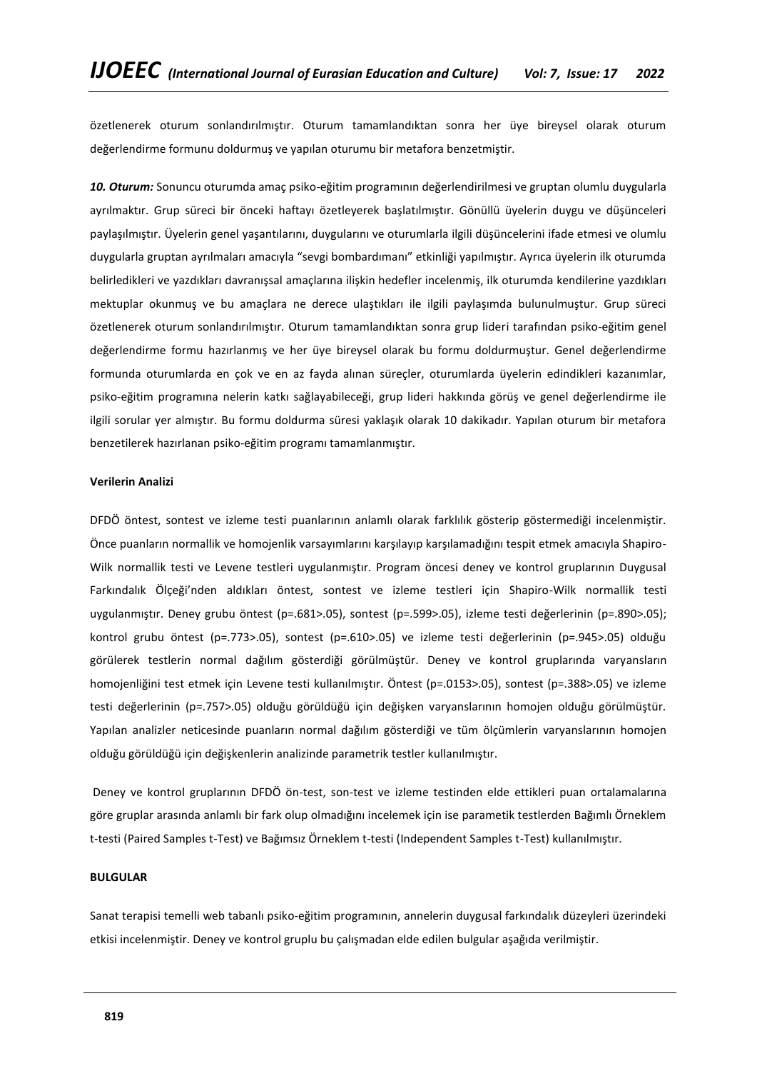özetlenerek oturum sonlandırılmıştır. Oturum tamamlandıktan sonra her üye bireysel olarak oturum değerlendirme formunu doldurmuş ve yapılan oturumu bir metafora benzetmiştir.

***10. Oturum:*** Sonuncu oturumda amaç psiko-eğitim programının değerlendirilmesi ve gruptan olumlu duygularla ayrılmaktır. Grup süreci bir önceki haftayı özetleyerek başlatılmıştır. Gönüllü üyelerin duygu ve düşünceleri paylaşılmıştır. Üyelerin genel yaşantılarını, duygularını ve oturumlarla ilgili düşüncelerini ifade etmesi ve olumlu duygularla gruptan ayrılmaları amacıyla "sevgi bombardımanı" etkinliği yapılmıştır. Ayrıca üyelerin ilk oturumda belirledikleri ve yazdıkları davranışsal amaçlarına ilişkin hedefler incelenmiş, ilk oturumda kendilerine yazdıkları mektuplar okunmuş ve bu amaçlara ne derece ulaştıkları ile ilgili paylaşımda bulunulmuştur. Grup süreci özetlenerek oturum sonlandırılmıştır. Oturum tamamlandıktan sonra grup lideri tarafından psiko-eğitim genel değerlendirme formu hazırlanmış ve her üye bireysel olarak bu formu doldurmuştur. Genel değerlendirme formunda oturumlarda en çok ve en az fayda alınan süreçler, oturumlarda üyelerin edindikleri kazanımlar, psiko-eğitim programına nelerin katkı sağlayabileceği, grup lideri hakkında görüş ve genel değerlendirme ile ilgili sorular yer almıştır. Bu formu doldurma süresi yaklaşık olarak 10 dakikadır. Yapılan oturum bir metafora benzetilerek hazırlanan psiko-eğitim programı tamamlanmıştır.

**Verilerin Analizi**

DFDÖ öntest, sontest ve izleme testi puanlarının anlamlı olarak farklılık gösterip göstermediği incelenmiştir. Önce puanların normallik ve homojenlik varsayımlarını karşılayıp karşılamadığını tespit etmek amacıyla Shapiro-Wilk normallik testi ve Levene testleri uygulanmıştır. Program öncesi deney ve kontrol gruplarının Duygusal Farkındalık Ölçeği'nden aldıkları öntest, sontest ve izleme testleri için Shapiro-Wilk normallik testi uygulanmıştır. Deney grubu öntest ($p=.681>.05$), sontest ($p=.599>.05$), izleme testi değerlerinin ($p=.890>.05$); kontrol grubu öntest ($p=.773>.05$), sontest ($p=.610>.05$) ve izleme testi değerlerinin ($p=.945>.05$) olduğu görülerek testlerin normal dağılım gösterdiği görülmüştür. Deney ve kontrol gruplarında varyansların homojenliğini test etmek için Levene testi kullanılmıştır. Öntest ($p=.0153>.05$), sontest ($p=.388>.05$) ve izleme testi değerlerinin ($p=.757>.05$) olduğu görüldüğü için değişken varyanslarının homojen olduğu görülmüştür. Yapılan analizler neticesinde puanların normal dağılım gösterdiği ve tüm ölçümlerin varyanslarının homojen olduğu görüldüğü için değişkenlerin analizinde parametrik testler kullanılmıştır.

Deney ve kontrol gruplarının DFDÖ ön-test, son-test ve izleme testinden elde ettikleri puan ortalamalarına göre gruplar arasında anlamlı bir fark olup olmadığını incelemek için ise parametik testlerden Bağımlı Örneklem t-testi (Paired Samples t-Test) ve Bağımsız Örneklem t-testi (Independent Samples t-Test) kullanılmıştır.

**BULGULAR**

Sanat terapisi temelli web tabanlı psiko-eğitim programının, annelerin duygusal farkındalık düzeyleri üzerindeki etkisi incelenmiştir. Deney ve kontrol gruplu bu çalışmadan elde edilen bulgular aşağıda verilmiştir.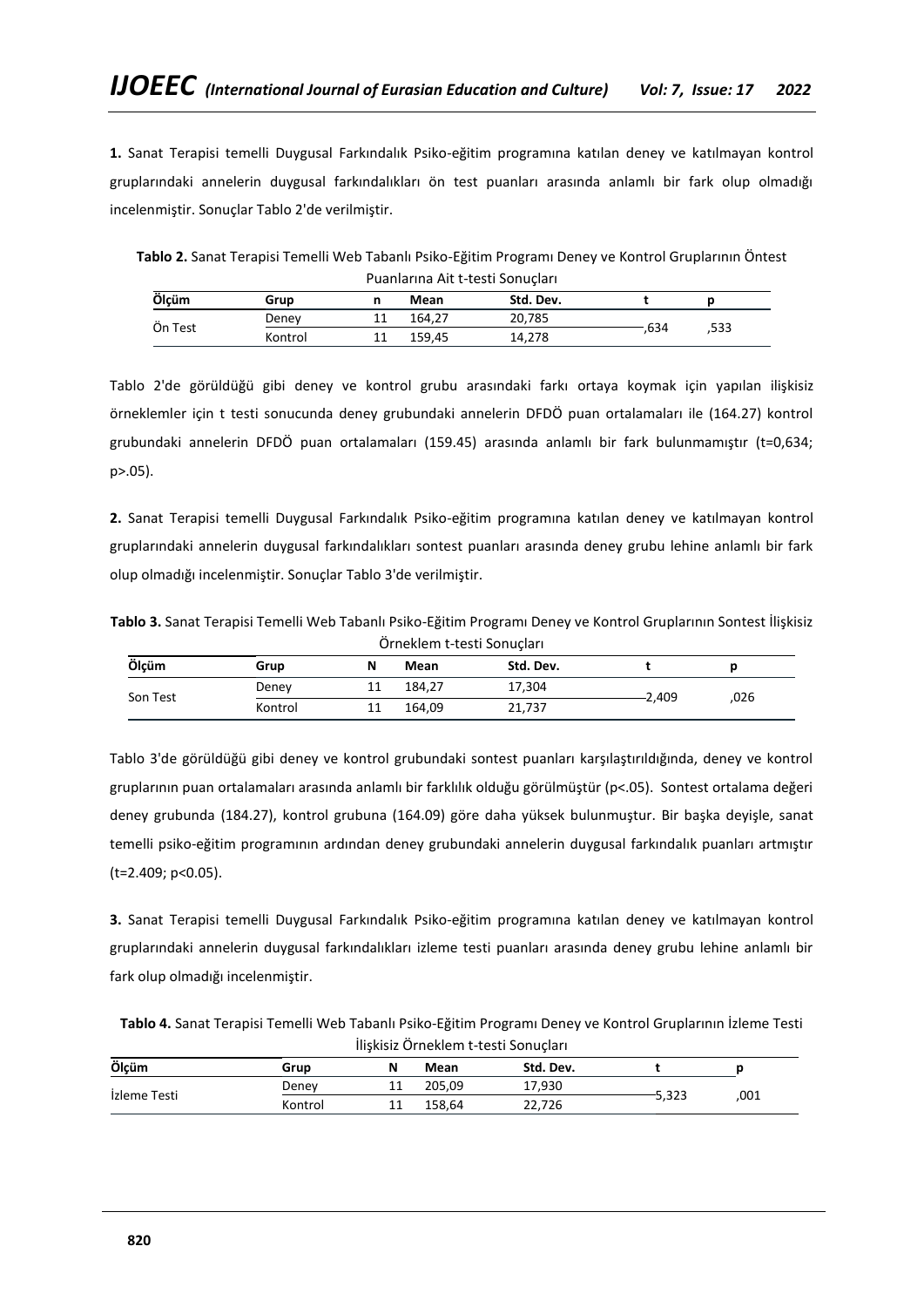**1.** Sanat Terapisi temelli Duygusal Farkındalık Psiko-eğitim programına katılan deney ve katılmayan kontrol gruplarındaki annelerin duygusal farkındalıkları ön test puanları arasında anlamlı bir fark olup olmadığı incelenmiştir. Sonuçlar Tablo 2'de verilmiştir.

**Tablo 2.** Sanat Terapisi Temelli Web Tabanlı Psiko-Eğitim Programı Deney ve Kontrol Gruplarının Öntest Puanlarına Ait t-testi Sonuçları

| Ölçüm | Grup | n | Mean | Std. Dev. | t | p |
|---|---|---|---|---|---|---|
| Ön Test | Deney | 11 | 164,27 | 20,785 | ,634 | ,533 |
| | Kontrol | 11 | 159,45 | 14,278 | | |

Tablo 2'de görüldüğü gibi deney ve kontrol grubu arasındaki farkı ortaya koymak için yapılan ilişkisiz örneklemler için t testi sonucunda deney grubundaki annelerin DFDÖ puan ortalamaları ile (164.27) kontrol grubundaki annelerin DFDÖ puan ortalamaları (159.45) arasında anlamlı bir fark bulunmamıştır ($t=0,634$; $p>.05$).

**2.** Sanat Terapisi temelli Duygusal Farkındalık Psiko-eğitim programına katılan deney ve katılmayan kontrol gruplarındaki annelerin duygusal farkındalıkları sontest puanları arasında deney grubu lehine anlamlı bir fark olup olmadığı incelenmiştir. Sonuçlar Tablo 3'de verilmiştir.

**Tablo 3.** Sanat Terapisi Temelli Web Tabanlı Psiko-Eğitim Programı Deney ve Kontrol Gruplarının Sontest İlişkisiz Örneklem t-testi Sonuçları

| Ölçüm | Grup | N | Mean | Std. Dev. | t | p |
|---|---|---|---|---|---|---|
| Son Test | Deney | 11 | 184,27 | 17,304 | 2,409 | ,026 |
| | Kontrol | 11 | 164,09 | 21,737 | | |

Tablo 3'de görüldüğü gibi deney ve kontrol grubundaki sontest puanları karşılaştırıldığında, deney ve kontrol gruplarının puan ortalamaları arasında anlamlı bir farklılık olduğu görülmüştür ($p<.05$). Sontest ortalama değeri deney grubunda (184.27), kontrol grubuna (164.09) göre daha yüksek bulunmuştur. Bir başka deyişle, sanat temelli psiko-eğitim programının ardından deney grubundaki annelerin duygusal farkındalık puanları artmıştır ($t=2.409$; $p<0.05$).

**3.** Sanat Terapisi temelli Duygusal Farkındalık Psiko-eğitim programına katılan deney ve katılmayan kontrol gruplarındaki annelerin duygusal farkındalıkları izleme testi puanları arasında deney grubu lehine anlamlı bir fark olup olmadığı incelenmiştir.

**Tablo 4.** Sanat Terapisi Temelli Web Tabanlı Psiko-Eğitim Programı Deney ve Kontrol Gruplarının İzleme Testi İlişkisiz Örneklem t-testi Sonuçları

| Ölçüm | Grup | N | Mean | Std. Dev. | t | p |
|---|---|---|---|---|---|---|
| İzleme Testi | Deney | 11 | 205,09 | 17,930 | 5,323 | ,001 |
| | Kontrol | 11 | 158,64 | 22,726 | | |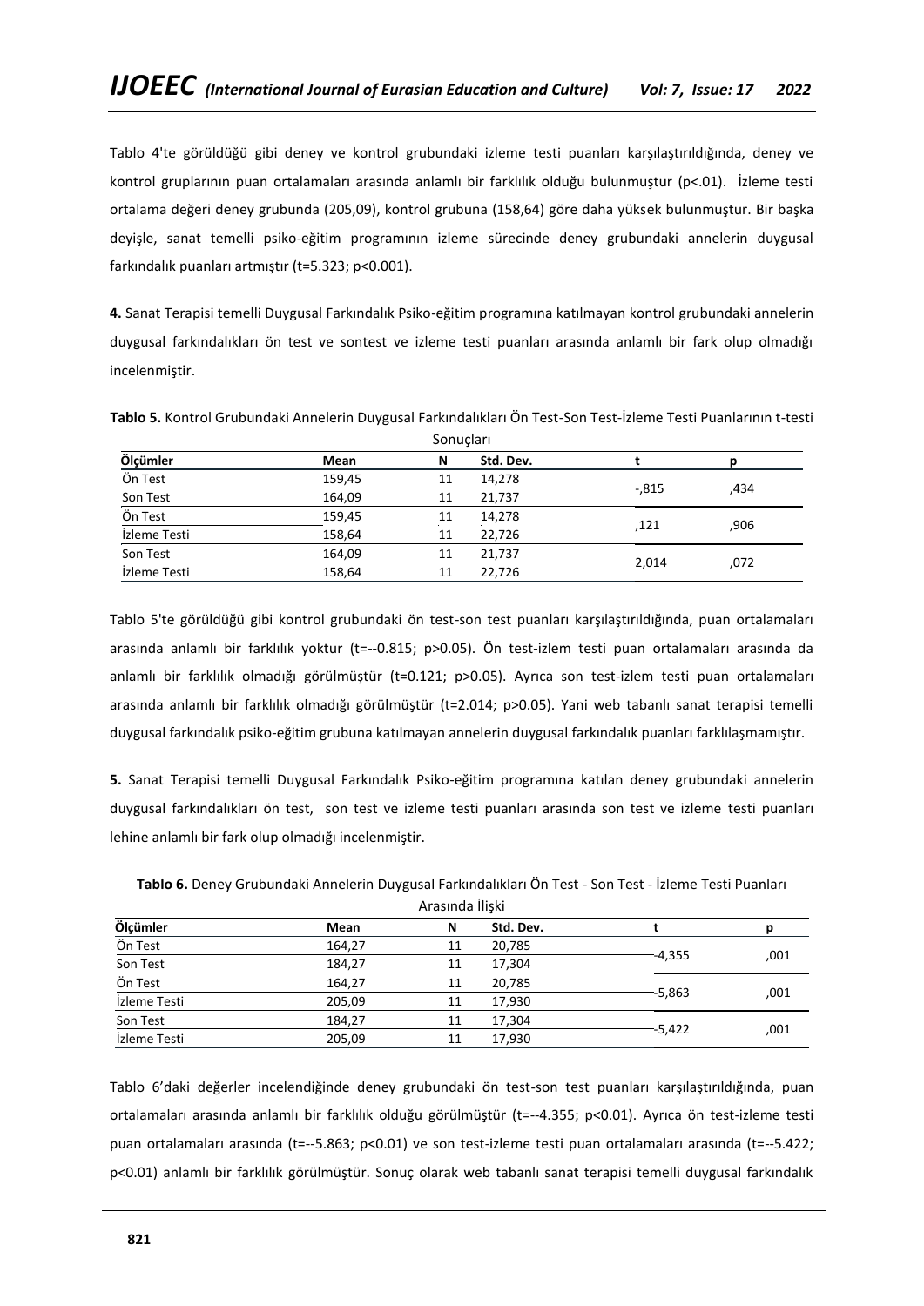Tablo 4'te görüldüğü gibi deney ve kontrol grubundaki izleme testi puanları karşılaştırıldığında, deney ve kontrol gruplarının puan ortalamaları arasında anlamlı bir farklılık olduğu bulunmuştur (p<.01). İzleme testi ortalama değeri deney grubunda (205,09), kontrol grubuna (158,64) göre daha yüksek bulunmuştur. Bir başka deyişle, sanat temelli psiko-eğitim programının izleme sürecinde deney grubundaki annelerin duygusal farkındalık puanları artmıştır (t=5.323; p<0.001).

**4.** Sanat Terapisi temelli Duygusal Farkındalık Psiko-eğitim programına katılmayan kontrol grubundaki annelerin duygusal farkındalıkları ön test ve sontest ve izleme testi puanları arasında anlamlı bir fark olup olmadığı incelenmiştir.

**Tablo 5.** Kontrol Grubundaki Annelerin Duygusal Farkındalıkları Ön Test-Son Test-İzleme Testi Puanlarının t-testi Sonuçları

| Ölçümler | Mean | N | Std. Dev. | t | p |
|---|---|---|---|---|---|
| Ön Test | 159,45 | 11 | 14,278 | -,815 | ,434 |
| Son Test | 164,09 | 11 | 21,737 | | |
| Ön Test | 159,45 | 11 | 14,278 | ,121 | ,906 |
| İzleme Testi | 158,64 | 11 | 22,726 | | |
| Son Test | 164,09 | 11 | 21,737 | 2,014 | ,072 |
| İzleme Testi | 158,64 | 11 | 22,726 | | |

Tablo 5'te görüldüğü gibi kontrol grubundaki ön test-son test puanları karşılaştırıldığında, puan ortalamaları arasında anlamlı bir farklılık yoktur (t=--0.815; p>0.05). Ön test-izlem testi puan ortalamaları arasında da anlamlı bir farklılık olmadığı görülmüştür (t=0.121; p>0.05). Ayrıca son test-izlem testi puan ortalamaları arasında anlamlı bir farklılık olmadığı görülmüştür (t=2.014; p>0.05). Yani web tabanlı sanat terapisi temelli duygusal farkındalık psiko-eğitim grubuna katılmayan annelerin duygusal farkındalık puanları farklılaşmamıştır.

**5.** Sanat Terapisi temelli Duygusal Farkındalık Psiko-eğitim programına katılan deney grubundaki annelerin duygusal farkındalıkları ön test, son test ve izleme testi puanları arasında son test ve izleme testi puanları lehine anlamlı bir fark olup olmadığı incelenmiştir.

**Tablo 6.** Deney Grubundaki Annelerin Duygusal Farkındalıkları Ön Test - Son Test - İzleme Testi Puanları Arasında İlişki

| Ölçümler | Mean | N | Std. Dev. | t | p |
|---|---|---|---|---|---|
| Ön Test | 164,27 | 11 | 20,785 | -4,355 | ,001 |
| Son Test | 184,27 | 11 | 17,304 | | |
| Ön Test | 164,27 | 11 | 20,785 | -5,863 | ,001 |
| İzleme Testi | 205,09 | 11 | 17,930 | | |
| Son Test | 184,27 | 11 | 17,304 | -5,422 | ,001 |
| İzleme Testi | 205,09 | 11 | 17,930 | | |

Tablo 6'daki değerler incelendiğinde deney grubundaki ön test-son test puanları karşılaştırıldığında, puan ortalamaları arasında anlamlı bir farklılık olduğu görülmüştür (t=--4.355; p<0.01). Ayrıca ön test-izleme testi puan ortalamaları arasında (t=--5.863; p<0.01) ve son test-izleme testi puan ortalamaları arasında (t=--5.422; p<0.01) anlamlı bir farklılık görülmüştür. Sonuç olarak web tabanlı sanat terapisi temelli duygusal farkındalık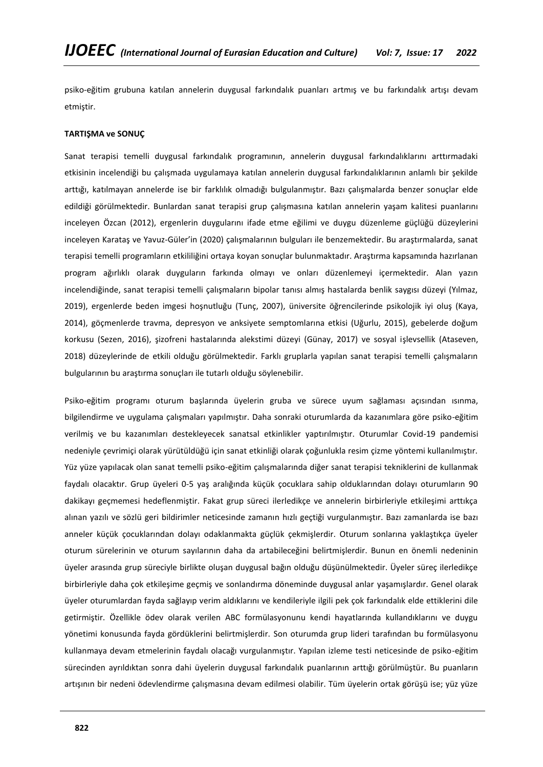psiko-eğitim grubuna katılan annelerin duygusal farkındalık puanları artmış ve bu farkındalık artışı devam etmiştir.

**TARTIŞMA ve SONUÇ**

Sanat terapisi temelli duygusal farkındalık programının, annelerin duygusal farkındalıklarını arttırmadaki etkisinin incelendiği bu çalışmada uygulamaya katılan annelerin duygusal farkındalıklarının anlamlı bir şekilde arttığı, katılmayan annelerde ise bir farklılık olmadığı bulgulanmıştır. Bazı çalışmalarda benzer sonuçlar elde edildiği görülmektedir. Bunlardan sanat terapisi grup çalışmasına katılan annelerin yaşam kalitesi puanlarını inceleyen Özcan (2012), ergenlerin duygularını ifade etme eğilimi ve duygu düzenleme güçlüğü düzeylerini inceleyen Karataş ve Yavuz-Güler'in (2020) çalışmalarının bulguları ile benzemektedir. Bu araştırmalarda, sanat terapisi temelli programların etkililiğini ortaya koyan sonuçlar bulunmaktadır. Araştırma kapsamında hazırlanan program ağırlıklı olarak duyguların farkında olmayı ve onları düzenlemeyi içermektedir. Alan yazın incelendiğinde, sanat terapisi temelli çalışmaların bipolar tanısı almış hastalarda benlik saygısı düzeyi (Yılmaz, 2019), ergenlerde beden imgesi hoşnutluğu (Tunç, 2007), üniversite öğrencilerinde psikolojik iyi oluş (Kaya, 2014), göçmenlerde travma, depresyon ve anksiyete semptomlarına etkisi (Uğurlu, 2015), gebelerde doğum korkusu (Sezen, 2016), şizofreni hastalarında alekstimi düzeyi (Günay, 2017) ve sosyal işlevsellik (Ataseven, 2018) düzeylerinde de etkili olduğu görülmektedir. Farklı gruplarla yapılan sanat terapisi temelli çalışmaların bulgularının bu araştırma sonuçları ile tutarlı olduğu söylenebilir.

Psiko-eğitim programı oturum başlarında üyelerin gruba ve sürece uyum sağlaması açısından ısınma, bilgilendirme ve uygulama çalışmaları yapılmıştır. Daha sonraki oturumlarda da kazanımlara göre psiko-eğitim verilmiş ve bu kazanımları destekleyecek sanatsal etkinlikler yaptırılmıştır. Oturumlar Covid-19 pandemisi nedeniyle çevrimiçi olarak yürütüldüğü için sanat etkinliği olarak çoğunlukla resim çizme yöntemi kullanılmıştır. Yüz yüze yapılacak olan sanat temelli psiko-eğitim çalışmalarında diğer sanat terapisi tekniklerini de kullanmak faydalı olacaktır. Grup üyeleri 0-5 yaş aralığında küçük çocuklara sahip olduklarından dolayı oturumların 90 dakikayı geçmemesi hedeflenmiştir. Fakat grup süreci ilerledikçe ve annelerin birbirleriyle etkileşimi arttıkça alınan yazılı ve sözlü geri bildirimler neticesinde zamanın hızlı geçtiği vurgulanmıştır. Bazı zamanlarda ise bazı anneler küçük çocuklarından dolayı odaklanmakta güçlük çekmişlerdir. Oturum sonlarına yaklaştıkça üyeler oturum sürelerinin ve oturum sayılarının daha da artabileceğini belirtmişlerdir. Bunun en önemli nedeninin üyeler arasında grup süreciyle birlikte oluşan duygusal bağın olduğu düşünülmektedir. Üyeler süreç ilerledikçe birbirleriyle daha çok etkileşime geçmiş ve sonlandırma döneminde duygusal anlar yaşamışlardır. Genel olarak üyeler oturumlardan fayda sağlayıp verim aldıklarını ve kendileriyle ilgili pek çok farkındalık elde ettiklerini dile getirmiştir. Özellikle ödev olarak verilen ABC formülasyonunu kendi hayatlarında kullandıklarını ve duygu yönetimi konusunda fayda gördüklerini belirtmişlerdir. Son oturumda grup lideri tarafından bu formülasyonu kullanmaya devam etmelerinin faydalı olacağı vurgulanmıştır. Yapılan izleme testi neticesinde de psiko-eğitim sürecinden ayrıldıktan sonra dahi üyelerin duygusal farkındalık puanlarının arttığı görülmüştür. Bu puanların artışının bir nedeni ödevlendirme çalışmasına devam edilmesi olabilir. Tüm üyelerin ortak görüşü ise; yüz yüze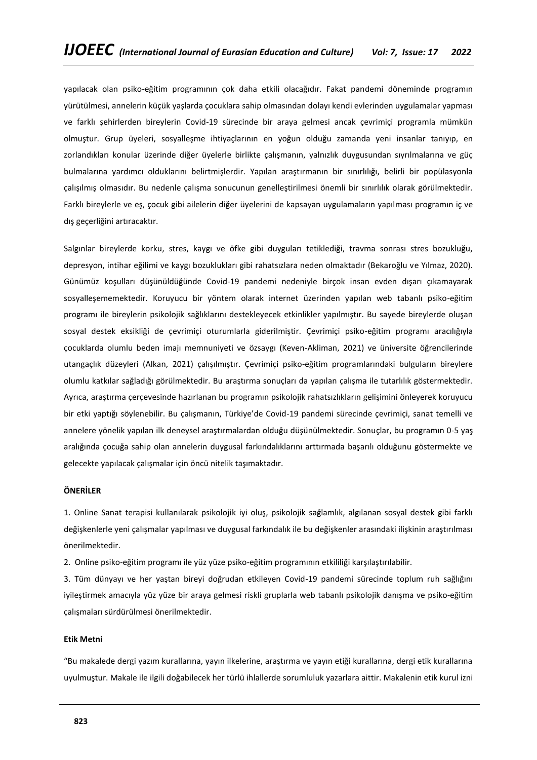yapılacak olan psiko-eğitim programının çok daha etkili olacağıdır. Fakat pandemi döneminde programın yürütülmesi, annelerin küçük yaşlarda çocuklara sahip olmasından dolayı kendi evlerinden uygulamalar yapması ve farklı şehirlerden bireylerin Covid-19 sürecinde bir araya gelmesi ancak çevrimiçi programla mümkün olmuştur. Grup üyeleri, sosyalleşme ihtiyaçlarının en yoğun olduğu zamanda yeni insanlar tanıyıp, en zorlandıkları konular üzerinde diğer üyelerle birlikte çalışmanın, yalnızlık duygusundan sıyrılmalarına ve güç bulmalarına yardımcı olduklarını belirtmişlerdir. Yapılan araştırmanın bir sınırlılığı, belirli bir popülasyonla çalışılmış olmasıdır. Bu nedenle çalışma sonucunun genelleştirilmesi önemli bir sınırlılık olarak görülmektedir. Farklı bireylerle ve eş, çocuk gibi ailelerin diğer üyelerini de kapsayan uygulamaların yapılması programın iç ve dış geçerliğini artıracaktır.

Salgınlar bireylerde korku, stres, kaygı ve öfke gibi duyguları tetiklediği, travma sonrası stres bozukluğu, depresyon, intihar eğilimi ve kaygı bozuklukları gibi rahatsızlara neden olmaktadır (Bekaroğlu ve Yılmaz, 2020). Günümüz koşulları düşünüldüğünde Covid-19 pandemi nedeniyle birçok insan evden dışarı çıkamayarak sosyalleşememektedir. Koruyucu bir yöntem olarak internet üzerinden yapılan web tabanlı psiko-eğitim programı ile bireylerin psikolojik sağlıklarını destekleyecek etkinlikler yapılmıştır. Bu sayede bireylerde oluşan sosyal destek eksikliği de çevrimiçi oturumlarla giderilmiştir. Çevrimiçi psiko-eğitim programı aracılığıyla çocuklarda olumlu beden imajı memnuniyeti ve özsaygı (Keven-Akliman, 2021) ve üniversite öğrencilerinde utangaçlık düzeyleri (Alkan, 2021) çalışılmıştır. Çevrimiçi psiko-eğitim programlarındaki bulguların bireylere olumlu katkılar sağladığı görülmektedir. Bu araştırma sonuçları da yapılan çalışma ile tutarlılık göstermektedir. Ayrıca, araştırma çerçevesinde hazırlanan bu programın psikolojik rahatsızlıkların gelişimini önleyerek koruyucu bir etki yaptığı söylenebilir. Bu çalışmanın, Türkiye'de Covid-19 pandemi sürecinde çevrimiçi, sanat temelli ve annelere yönelik yapılan ilk deneysel araştırmalardan olduğu düşünülmektedir. Sonuçlar, bu programın 0-5 yaş aralığında çocuğa sahip olan annelerin duygusal farkındalıklarını arttırmada başarılı olduğunu göstermekte ve gelecekte yapılacak çalışmalar için öncü nitelik taşımaktadır.

## ÖNERİLER

1. Online Sanat terapisi kullanılarak psikolojik iyi oluş, psikolojik sağlamlık, algılanan sosyal destek gibi farklı değişkenlerle yeni çalışmalar yapılması ve duygusal farkındalık ile bu değişkenler arasındaki ilişkinin araştırılması önerilmektedir.
2. Online psiko-eğitim programı ile yüz yüze psiko-eğitim programının etkililiği karşılaştırılabilir.
3. Tüm dünyayı ve her yaştan bireyi doğrudan etkileyen Covid-19 pandemi sürecinde toplum ruh sağlığını iyileştirmek amacıyla yüz yüze bir araya gelmesi riskli gruplarla web tabanlı psikolojik danışma ve psiko-eğitim çalışmaları sürdürülmesi önerilmektedir.

### Etik Metni

"Bu makalede dergi yazım kurallarına, yayın ilkelerine, araştırma ve yayın etiği kurallarına, dergi etik kurallarına uyulmuştur. Makale ile ilgili doğabilecek her türlü ihlallerde sorumluluk yazarlara aittir. Makalenin etik kurul izni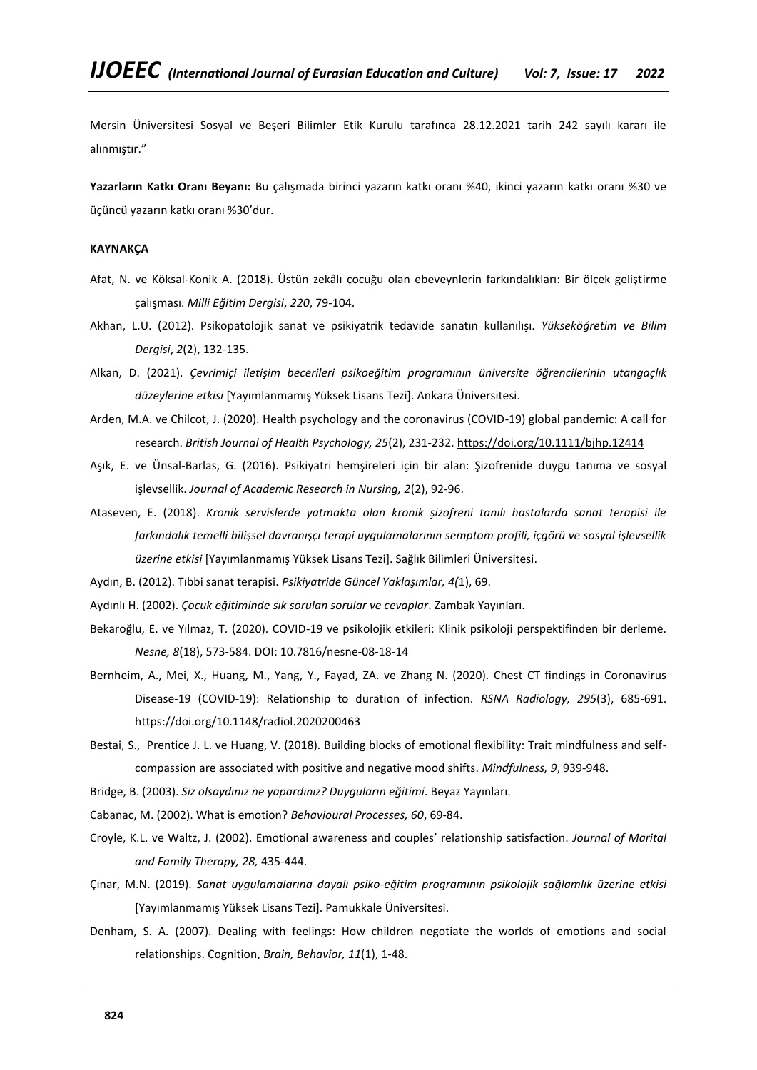Mersin Üniversitesi Sosyal ve Beşeri Bilimler Etik Kurulu tarafınca 28.12.2021 tarih 242 sayılı kararı ile alınmıştır."

**Yazarların Katkı Oranı Beyanı:** Bu çalışmada birinci yazarın katkı oranı %40, ikinci yazarın katkı oranı %30 ve üçüncü yazarın katkı oranı %30'dur.

**KAYNAKÇA**

Afat, N. ve Köksal-Konik A. (2018). Üstün zekâlı çocuğu olan ebeveynlerin farkındalıkları: Bir ölçek geliştirme çalışması. *Milli Eğitim Dergisi*, *220*, 79-104.

Akhan, L.U. (2012). Psikopatolojik sanat ve psikiyatrik tedavide sanatın kullanılışı. *Yükseköğretim ve Bilim Dergisi*, *2*(2), 132-135.

Alkan, D. (2021). *Çevrimiçi iletişim becerileri psikoeğitim programının üniversite öğrencilerinin utangaçlık düzeylerine etkisi* [Yayımlanmamış Yüksek Lisans Tezi]. Ankara Üniversitesi.

Arden, M.A. ve Chilcot, J. (2020). Health psychology and the coronavirus (COVID-19) global pandemic: A call for research. *British Journal of Health Psychology, 25*(2), 231-232. https://doi.org/10.1111/bjhp.12414

Aşık, E. ve Ünsal-Barlas, G. (2016). Psikiyatri hemşireleri için bir alan: Şizofrenide duygu tanıma ve sosyal işlevsellik. *Journal of Academic Research in Nursing, 2*(2), 92-96.

Ataseven, E. (2018). *Kronik servislerde yatmakta olan kronik şizofreni tanılı hastalarda sanat terapisi ile farkındalık temelli bilişsel davranışçı terapi uygulamalarının semptom profili, içgörü ve sosyal işlevsellik üzerine etkisi* [Yayımlanmamış Yüksek Lisans Tezi]. Sağlık Bilimleri Üniversitesi.

Aydın, B. (2012). Tıbbi sanat terapisi. *Psikiyatride Güncel Yaklaşımlar, 4(*1), 69.

Aydınlı H. (2002). *Çocuk eğitiminde sık sorulan sorular ve cevaplar*. Zambak Yayınları.

Bekaroğlu, E. ve Yılmaz, T. (2020). COVID-19 ve psikolojik etkileri: Klinik psikoloji perspektifinden bir derleme. *Nesne, 8*(18), 573-584. DOI: 10.7816/nesne-08-18-14

Bernheim, A., Mei, X., Huang, M., Yang, Y., Fayad, ZA. ve Zhang N. (2020). Chest CT findings in Coronavirus Disease-19 (COVID-19): Relationship to duration of infection. *RSNA Radiology, 295*(3), 685-691. https://doi.org/10.1148/radiol.2020200463

Bestai, S., Prentice J. L. ve Huang, V. (2018). Building blocks of emotional flexibility: Trait mindfulness and self-compassion are associated with positive and negative mood shifts. *Mindfulness, 9*, 939-948.

Bridge, B. (2003). *Siz olsaydınız ne yapardınız? Duyguların eğitimi*. Beyaz Yayınları.

Cabanac, M. (2002). What is emotion? *Behavioural Processes, 60*, 69-84.

Croyle, K.L. ve Waltz, J. (2002). Emotional awareness and couples' relationship satisfaction. *Journal of Marital and Family Therapy, 28,* 435-444.

Çınar, M.N. (2019). *Sanat uygulamalarına dayalı psiko-eğitim programının psikolojik sağlamlık üzerine etkisi* [Yayımlanmamış Yüksek Lisans Tezi]. Pamukkale Üniversitesi.

Denham, S. A. (2007). Dealing with feelings: How children negotiate the worlds of emotions and social relationships. Cognition, *Brain, Behavior, 11*(1), 1-48.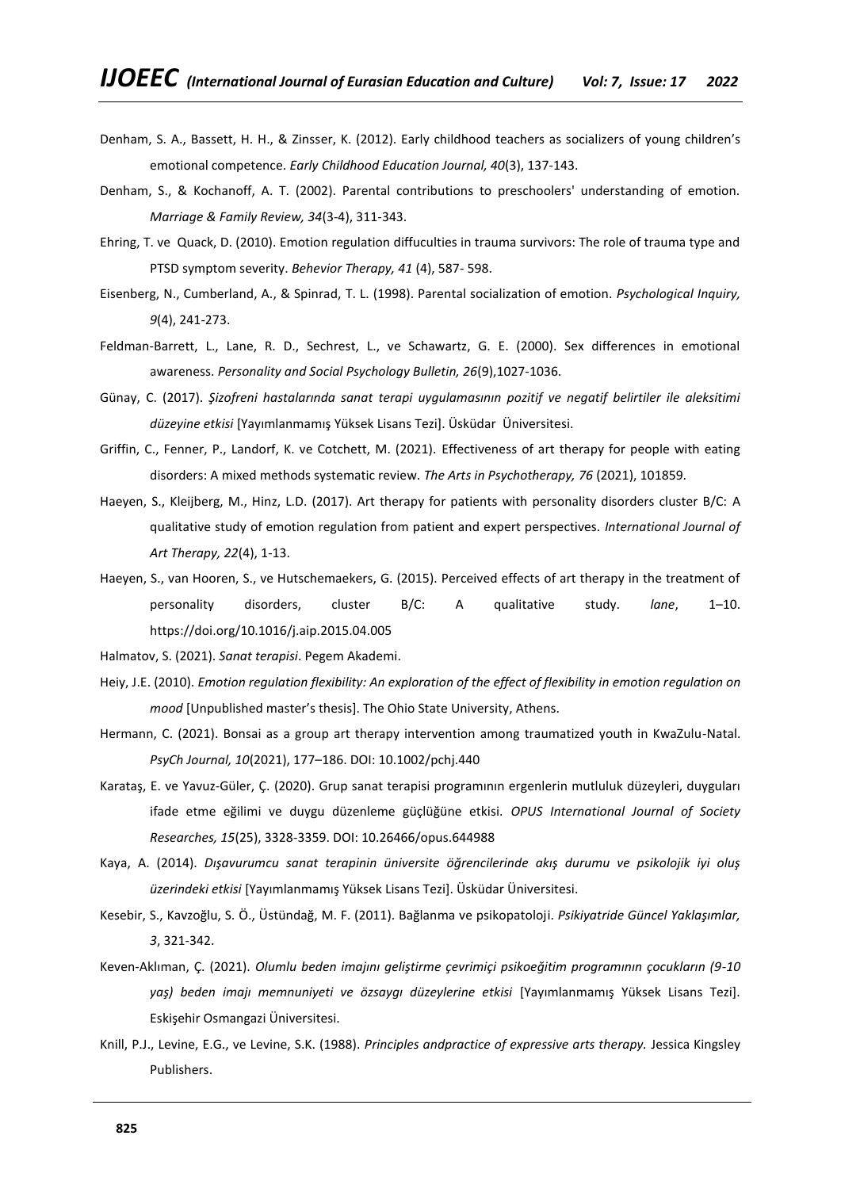Denham, S. A., Bassett, H. H., & Zinsser, K. (2012). Early childhood teachers as socializers of young children's emotional competence. *Early Childhood Education Journal, 40*(3), 137-143.

Denham, S., & Kochanoff, A. T. (2002). Parental contributions to preschoolers' understanding of emotion. *Marriage & Family Review, 34*(3-4), 311-343.

Ehring, T. ve Quack, D. (2010). Emotion regulation diffuculties in trauma survivors: The role of trauma type and PTSD symptom severity. *Behevior Therapy, 41* (4), 587- 598.

Eisenberg, N., Cumberland, A., & Spinrad, T. L. (1998). Parental socialization of emotion. *Psychological Inquiry, 9*(4), 241-273.

Feldman-Barrett, L., Lane, R. D., Sechrest, L., ve Schawartz, G. E. (2000). Sex differences in emotional awareness. *Personality and Social Psychology Bulletin, 26*(9),1027-1036.

Günay, C. (2017). *Şizofreni hastalarında sanat terapi uygulamasının pozitif ve negatif belirtiler ile aleksitimi düzeyine etkisi* [Yayımlanmamış Yüksek Lisans Tezi]. Üsküdar Üniversitesi.

Griffin, C., Fenner, P., Landorf, K. ve Cotchett, M. (2021). Effectiveness of art therapy for people with eating disorders: A mixed methods systematic review. *The Arts in Psychotherapy, 76* (2021), 101859.

Haeyen, S., Kleijberg, M., Hinz, L.D. (2017). Art therapy for patients with personality disorders cluster B/C: A qualitative study of emotion regulation from patient and expert perspectives. *International Journal of Art Therapy, 22*(4), 1-13.

Haeyen, S., van Hooren, S., ve Hutschemaekers, G. (2015). Perceived effects of art therapy in the treatment of personality disorders, cluster B/C: A qualitative study. *lane*, 1–10. https://doi.org/10.1016/j.aip.2015.04.005

Halmatov, S. (2021). *Sanat terapisi*. Pegem Akademi.

Heiy, J.E. (2010). *Emotion regulation flexibility: An exploration of the effect of flexibility in emotion regulation on mood* [Unpublished master's thesis]. The Ohio State University, Athens.

Hermann, C. (2021). Bonsai as a group art therapy intervention among traumatized youth in KwaZulu-Natal. *PsyCh Journal, 10*(2021), 177–186. DOI: 10.1002/pchj.440

Karataş, E. ve Yavuz-Güler, Ç. (2020). Grup sanat terapisi programının ergenlerin mutluluk düzeyleri, duyguları ifade etme eğilimi ve duygu düzenleme güçlüğüne etkisi. *OPUS International Journal of Society Researches, 15*(25), 3328-3359. DOI: 10.26466/opus.644988

Kaya, A. (2014). *Dışavurumcu sanat terapinin üniversite öğrencilerinde akış durumu ve psikolojik iyi oluş üzerindeki etkisi* [Yayımlanmamış Yüksek Lisans Tezi]. Üsküdar Üniversitesi.

Kesebir, S., Kavzoğlu, S. Ö., Üstündağ, M. F. (2011). Bağlanma ve psikopatoloji. *Psikiyatride Güncel Yaklaşımlar, 3*, 321-342.

Keven-Aklıman, Ç. (2021). *Olumlu beden imajını geliştirme çevrimiçi psikoeğitim programının çocukların (9-10 yaş) beden imajı memnuniyeti ve özsaygı düzeylerine etkisi* [Yayımlanmamış Yüksek Lisans Tezi]. Eskişehir Osmangazi Üniversitesi.

Knill, P.J., Levine, E.G., ve Levine, S.K. (1988). *Principles andpractice of expressive arts therapy.* Jessica Kingsley Publishers.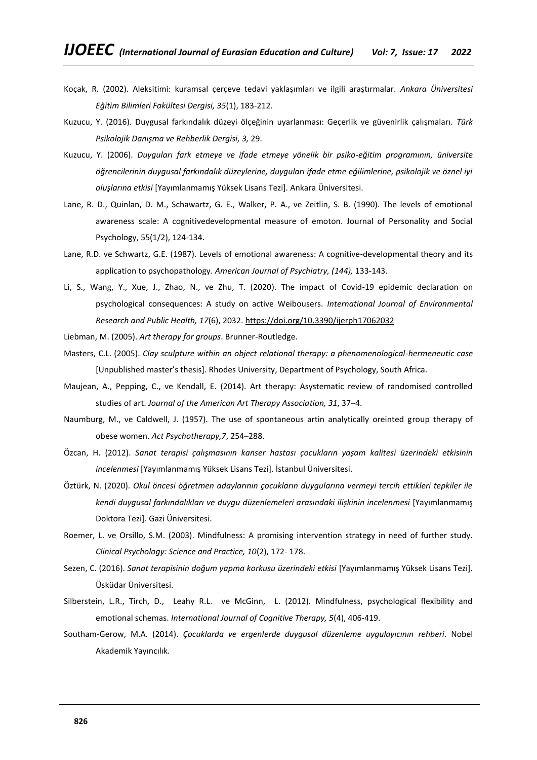Koçak, R. (2002). Aleksitimi: kuramsal çerçeve tedavi yaklaşımları ve ilgili araştırmalar. *Ankara Üniversitesi Eğitim Bilimleri Fakültesi Dergisi, 35*(1), 183-212.

Kuzucu, Y. (2016). Duygusal farkındalık düzeyi ölçeğinin uyarlanması: Geçerlik ve güvenirlik çalışmaları. *Türk Psikolojik Danışma ve Rehberlik Dergisi, 3,* 29.

Kuzucu, Y. (2006). *Duyguları fark etmeye ve ifade etmeye yönelik bir psiko-eğitim programının, üniversite öğrencilerinin duygusal farkındalık düzeylerine, duyguları ifade etme eğilimlerine, psikolojik ve öznel iyi oluşlarına etkisi* [Yayımlanmamış Yüksek Lisans Tezi]. Ankara Üniversitesi.

Lane, R. D., Quinlan, D. M., Schawartz, G. E., Walker, P. A., ve Zeitlin, S. B. (1990). The levels of emotional awareness scale: A cognitivedevelopmental measure of emoton. Journal of Personality and Social Psychology, 55(1/2), 124-134.

Lane, R.D. ve Schwartz, G.E. (1987). Levels of emotional awareness: A cognitive-developmental theory and its application to psychopathology. *American Journal of Psychiatry, (144),* 133-143.

Li, S., Wang, Y., Xue, J., Zhao, N., ve Zhu, T. (2020). The impact of Covid-19 epidemic declaration on psychological consequences: A study on active Weibousers. *International Journal of Environmental Research and Public Health, 17*(6), 2032. https://doi.org/10.3390/ijerph17062032

Liebman, M. (2005). *Art therapy for groups*. Brunner-Routledge.

Masters, C.L. (2005). *Clay sculpture within an object relational therapy: a phenomenological-hermeneutic case* [Unpublished master's thesis]. Rhodes University, Department of Psychology, South Africa.

Maujean, A., Pepping, C., ve Kendall, E. (2014). Art therapy: Asystematic review of randomised controlled studies of art. *Journal of the American Art Therapy Association, 31*, 37–4.

Naumburg, M., ve Caldwell, J. (1957). The use of spontaneous artin analytically oreinted group therapy of obese women. *Act Psychotherapy,7*, 254–288.

Özcan, H. (2012). *Sanat terapisi çalışmasının kanser hastası çocukların yaşam kalitesi üzerindeki etkisinin incelenmesi* [Yayımlanmamış Yüksek Lisans Tezi]. İstanbul Üniversitesi.

Öztürk, N. (2020). *Okul öncesi öğretmen adaylarının çocukların duygularına vermeyi tercih ettikleri tepkiler ile kendi duygusal farkındalıkları ve duygu düzenlemeleri arasındaki ilişkinin incelenmesi* [Yayımlanmamış Doktora Tezi]. Gazi Üniversitesi.

Roemer, L. ve Orsillo, S.M. (2003). Mindfulness: A promising intervention strategy in need of further study. *Clinical Psychology: Science and Practice, 10*(2), 172- 178.

Sezen, C. (2016). *Sanat terapisinin doğum yapma korkusu üzerindeki etkisi* [Yayımlanmamış Yüksek Lisans Tezi]. Üsküdar Üniversitesi.

Silberstein, L.R., Tirch, D., Leahy R.L. ve McGinn, L. (2012). Mindfulness, psychological flexibility and emotional schemas. *International Journal of Cognitive Therapy, 5*(4), 406-419.

Southam-Gerow, M.A. (2014). *Çocuklarda ve ergenlerde duygusal düzenleme uygulayıcının rehberi*. Nobel Akademik Yayıncılık.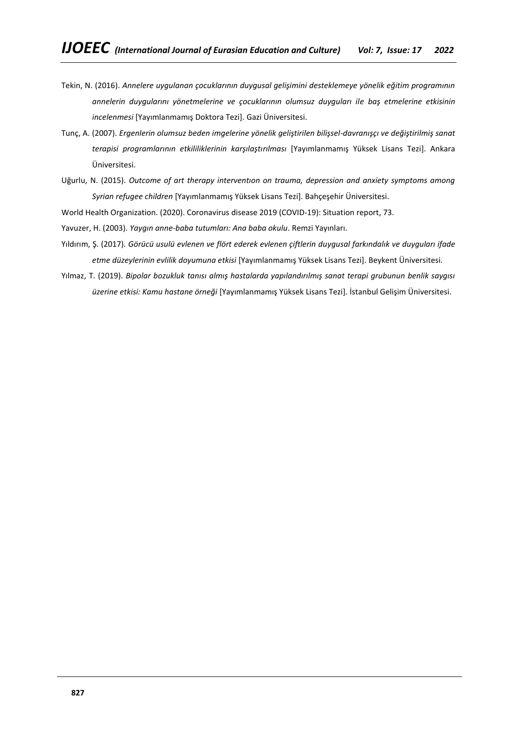Tekin, N. (2016). *Annelere uygulanan çocuklarının duygusal gelişimini desteklemeye yönelik eğitim programının annelerin duygularını yönetmelerine ve çocuklarının olumsuz duyguları ile baş etmelerine etkisinin incelenmesi* [Yayımlanmamış Doktora Tezi]. Gazi Üniversitesi.

Tunç, A. (2007). *Ergenlerin olumsuz beden imgelerine yönelik geliştirilen bilişsel-davranışçı ve değiştirilmiş sanat terapisi programlarının etkililiklerinin karşılaştırılması* [Yayımlanmamış Yüksek Lisans Tezi]. Ankara Üniversitesi.

Uğurlu, N. (2015). *Outcome of art therapy interventıon on trauma, depression and anxiety symptoms among Syrian refugee children* [Yayımlanmamış Yüksek Lisans Tezi]. Bahçeşehir Üniversitesi.

World Health Organization. (2020). Coronavirus disease 2019 (COVID-19): Situation report, 73.

Yavuzer, H. (2003). *Yaygın anne-baba tutumları: Ana baba okulu*. Remzi Yayınları.

Yıldırım, Ş. (2017). *Görücü usulü evlenen ve flört ederek evlenen çiftlerin duygusal farkındalık ve duyguları ifade etme düzeylerinin evlilik doyumuna etkisi* [Yayımlanmamış Yüksek Lisans Tezi]. Beykent Üniversitesi.

Yılmaz, T. (2019). *Bipolar bozukluk tanısı almış hastalarda yapılandırılmış sanat terapi grubunun benlik saygısı üzerine etkisi: Kamu hastane örneği* [Yayımlanmamış Yüksek Lisans Tezi]. İstanbul Gelişim Üniversitesi.